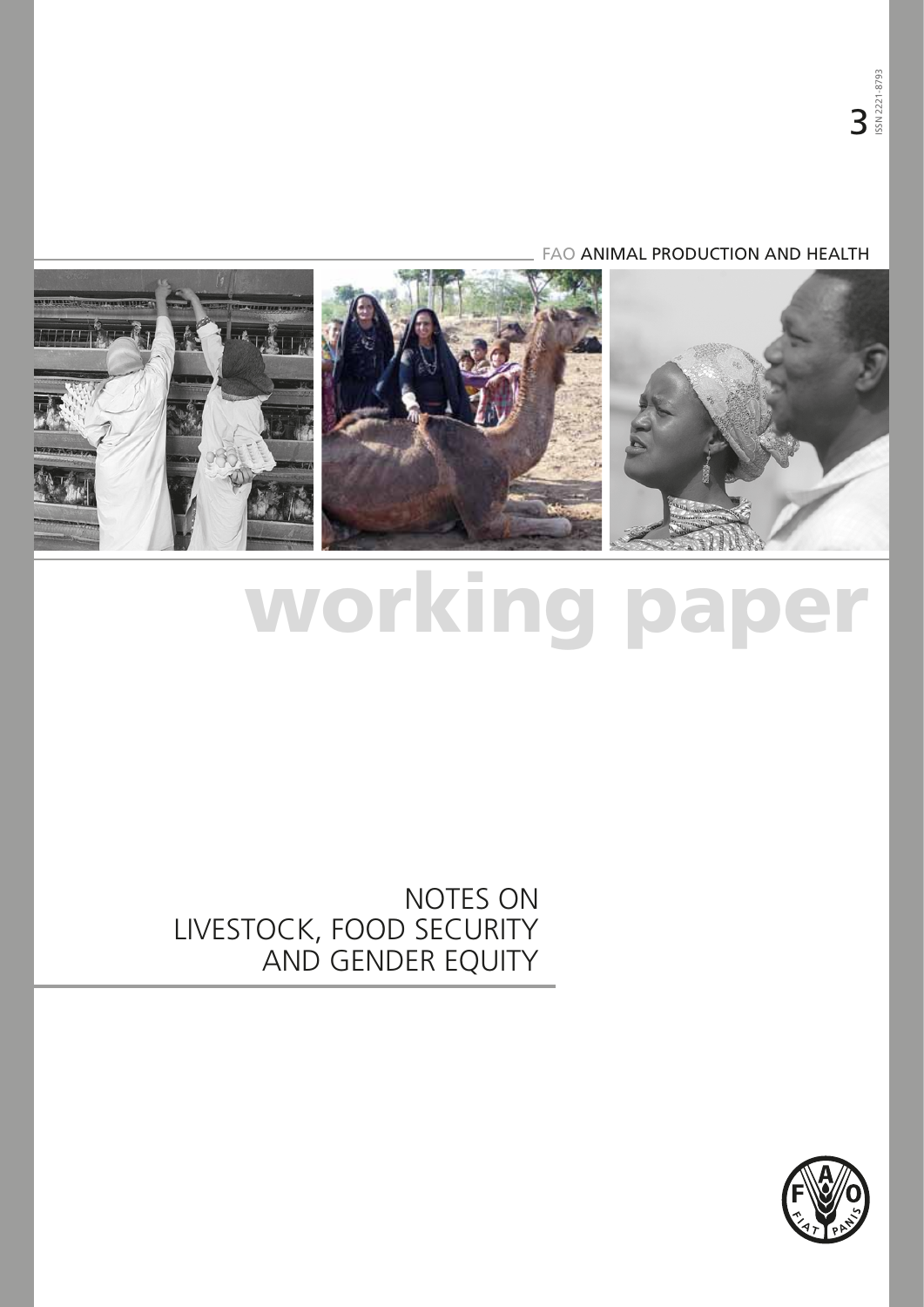3

ISSN 2221-8793

FAO ANIMAL PRODUCTION AND HEALTH

# working paper

## NOTES ON LIVESTOCK, FOOD SECURITY AND GENDER EQUITY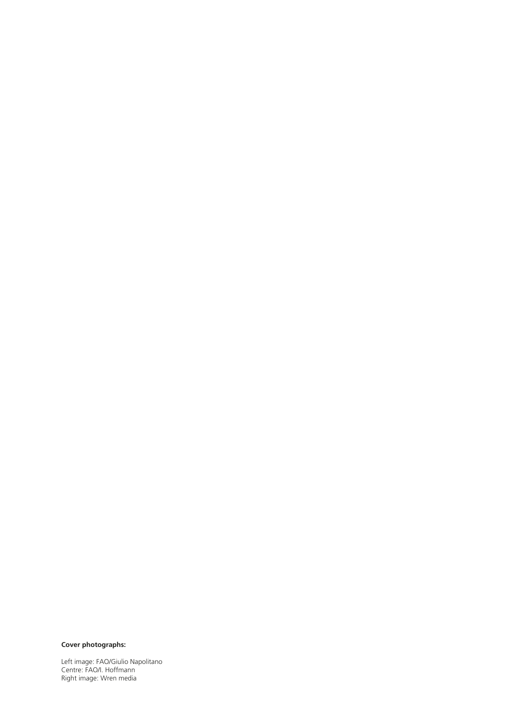**Cover photographs:**

Left image: FAO/Giulio Napolitano
Centre: FAO/I. Hoffmann
Right image: Wren media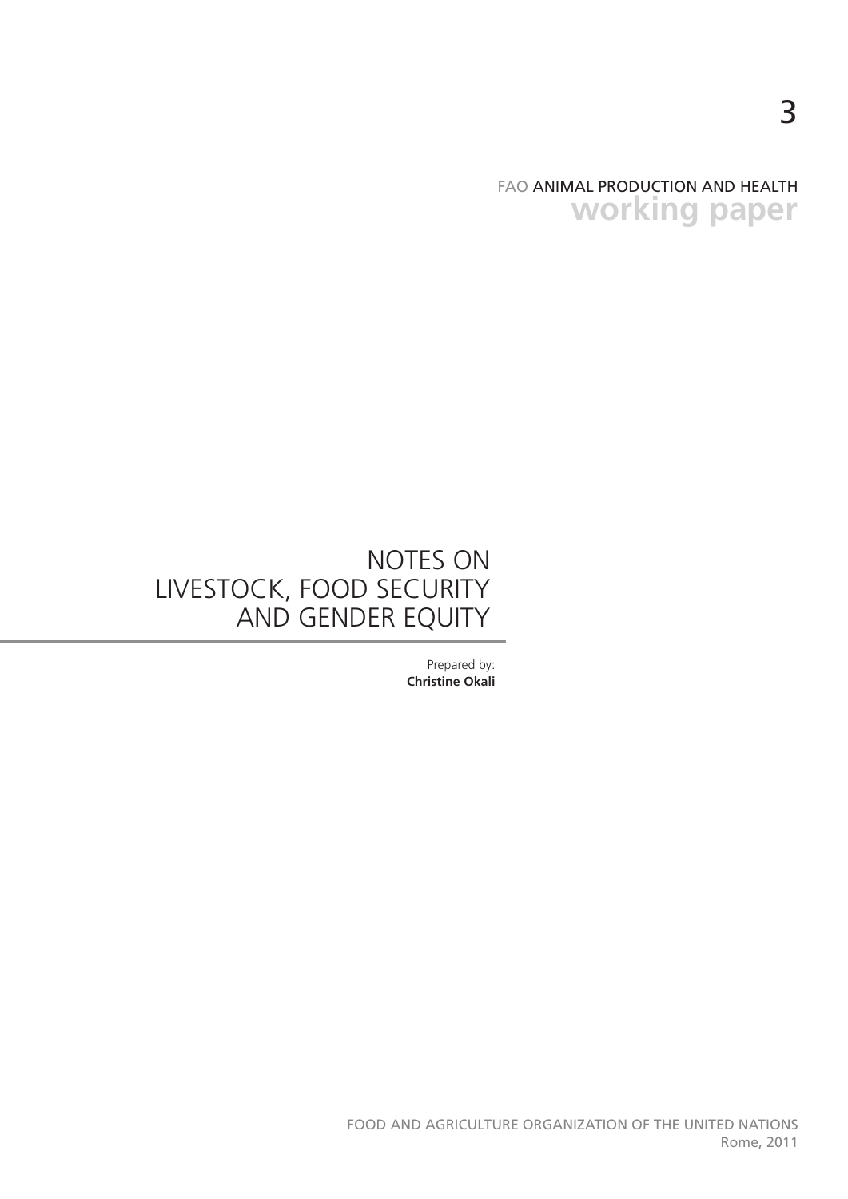3

FAO ANIMAL PRODUCTION AND HEALTH
**working paper**

# NOTES ON LIVESTOCK, FOOD SECURITY AND GENDER EQUITY

Prepared by:
**Christine Okali**

FOOD AND AGRICULTURE ORGANIZATION OF THE UNITED NATIONS
Rome, 2011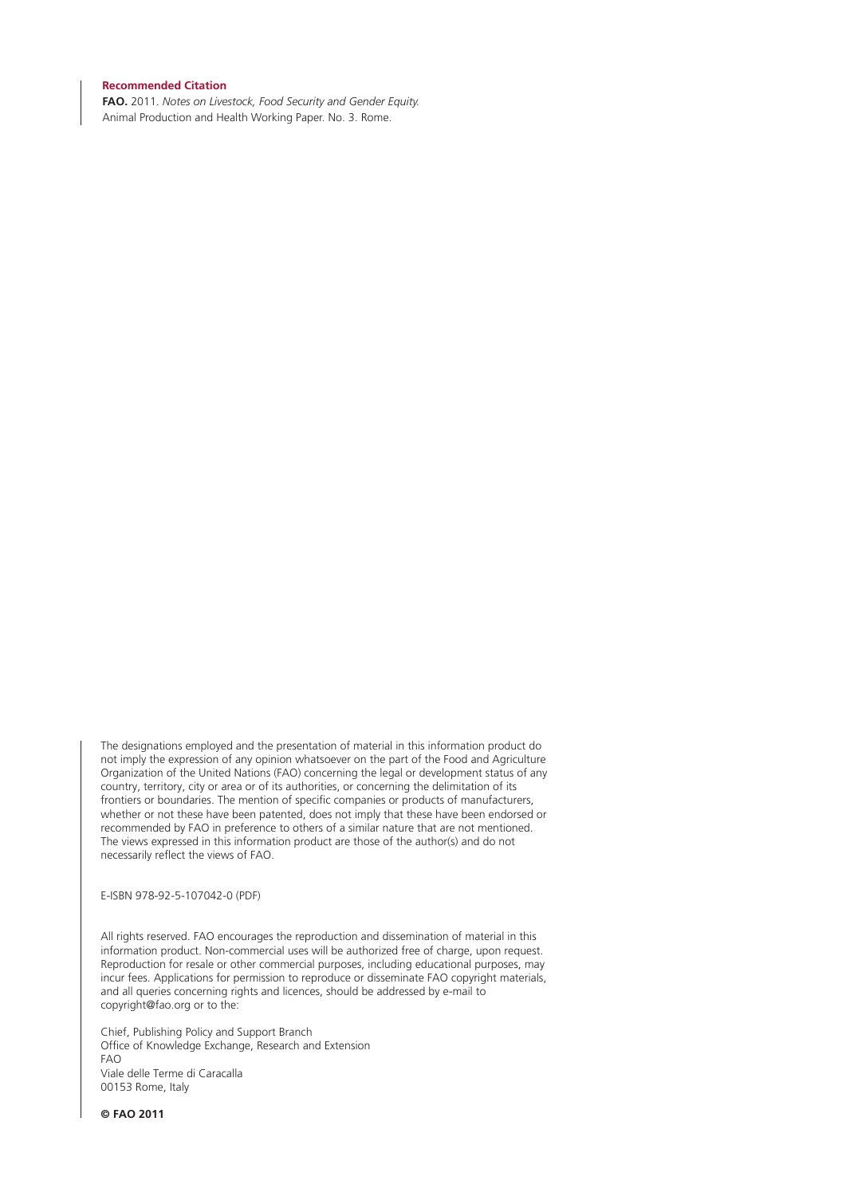**Recommended Citation**

**FAO.** 2011. *Notes on Livestock, Food Security and Gender Equity.* Animal Production and Health Working Paper. No. 3. Rome.

The designations employed and the presentation of material in this information product do not imply the expression of any opinion whatsoever on the part of the Food and Agriculture Organization of the United Nations (FAO) concerning the legal or development status of any country, territory, city or area or of its authorities, or concerning the delimitation of its frontiers or boundaries. The mention of specific companies or products of manufacturers, whether or not these have been patented, does not imply that these have been endorsed or recommended by FAO in preference to others of a similar nature that are not mentioned. The views expressed in this information product are those of the author(s) and do not necessarily reflect the views of FAO.

E-ISBN 978-92-5-107042-0 (PDF)

All rights reserved. FAO encourages the reproduction and dissemination of material in this information product. Non-commercial uses will be authorized free of charge, upon request. Reproduction for resale or other commercial purposes, including educational purposes, may incur fees. Applications for permission to reproduce or disseminate FAO copyright materials, and all queries concerning rights and licences, should be addressed by e-mail to copyright@fao.org or to the:

Chief, Publishing Policy and Support Branch
Office of Knowledge Exchange, Research and Extension
FAO
Viale delle Terme di Caracalla
00153 Rome, Italy

**© FAO 2011**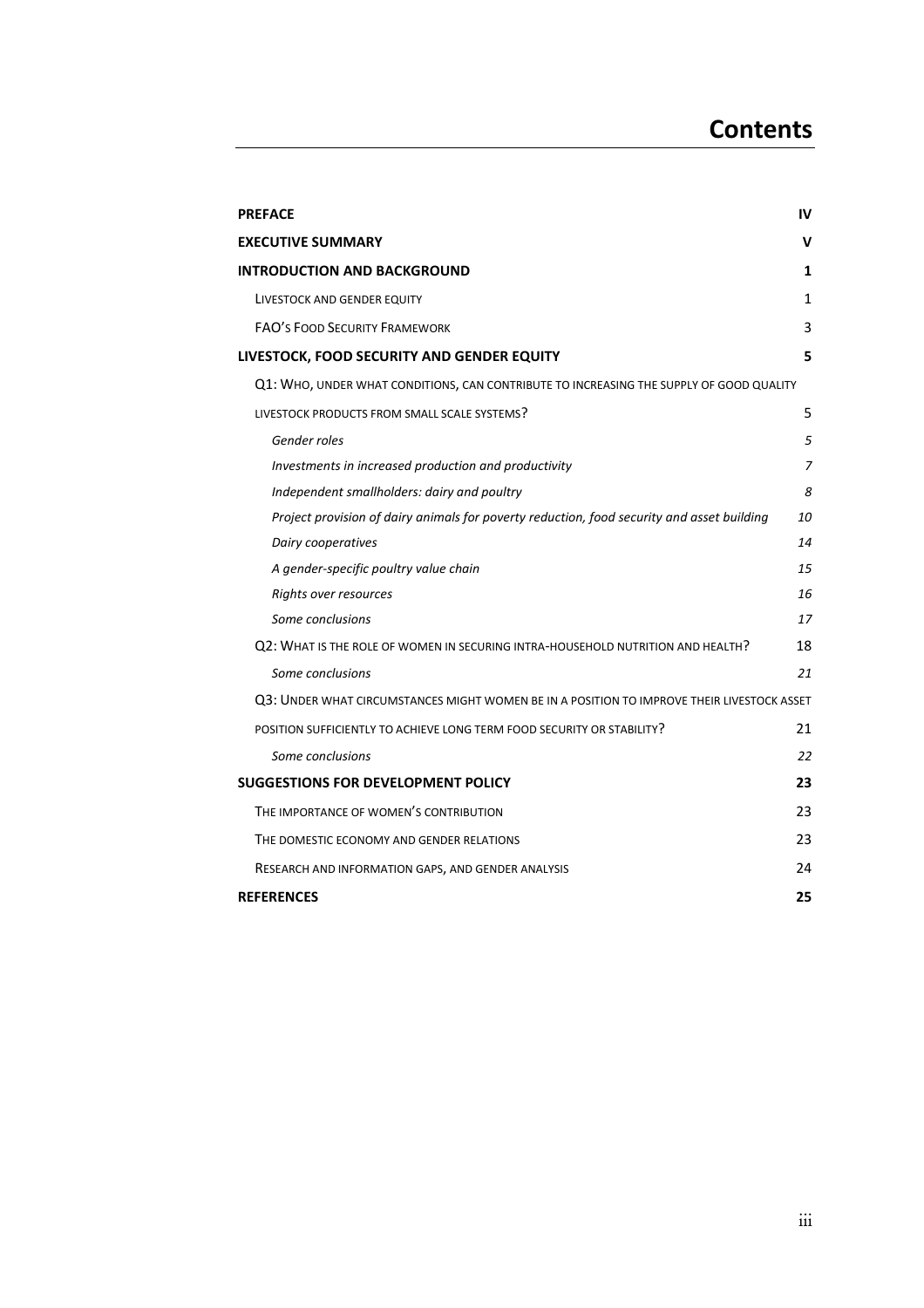# Contents

| | |
|---|---|
| **PREFACE** | **IV** |
| **EXECUTIVE SUMMARY** | **V** |
| **INTRODUCTION AND BACKGROUND** | **1** |
| LIVESTOCK AND GENDER EQUITY | 1 |
| FAO'S FOOD SECURITY FRAMEWORK | 3 |
| **LIVESTOCK, FOOD SECURITY AND GENDER EQUITY** | **5** |
| Q1: WHO, UNDER WHAT CONDITIONS, CAN CONTRIBUTE TO INCREASING THE SUPPLY OF GOOD QUALITY LIVESTOCK PRODUCTS FROM SMALL SCALE SYSTEMS? | 5 |
| *Gender roles* | *5* |
| *Investments in increased production and productivity* | *7* |
| *Independent smallholders: dairy and poultry* | *8* |
| *Project provision of dairy animals for poverty reduction, food security and asset building* | *10* |
| *Dairy cooperatives* | *14* |
| *A gender-specific poultry value chain* | *15* |
| *Rights over resources* | *16* |
| *Some conclusions* | *17* |
| Q2: WHAT IS THE ROLE OF WOMEN IN SECURING INTRA-HOUSEHOLD NUTRITION AND HEALTH? | 18 |
| *Some conclusions* | *21* |
| Q3: UNDER WHAT CIRCUMSTANCES MIGHT WOMEN BE IN A POSITION TO IMPROVE THEIR LIVESTOCK ASSET POSITION SUFFICIENTLY TO ACHIEVE LONG TERM FOOD SECURITY OR STABILITY? | 21 |
| *Some conclusions* | *22* |
| **SUGGESTIONS FOR DEVELOPMENT POLICY** | **23** |
| THE IMPORTANCE OF WOMEN'S CONTRIBUTION | 23 |
| THE DOMESTIC ECONOMY AND GENDER RELATIONS | 23 |
| RESEARCH AND INFORMATION GAPS, AND GENDER ANALYSIS | 24 |
| **REFERENCES** | **25** |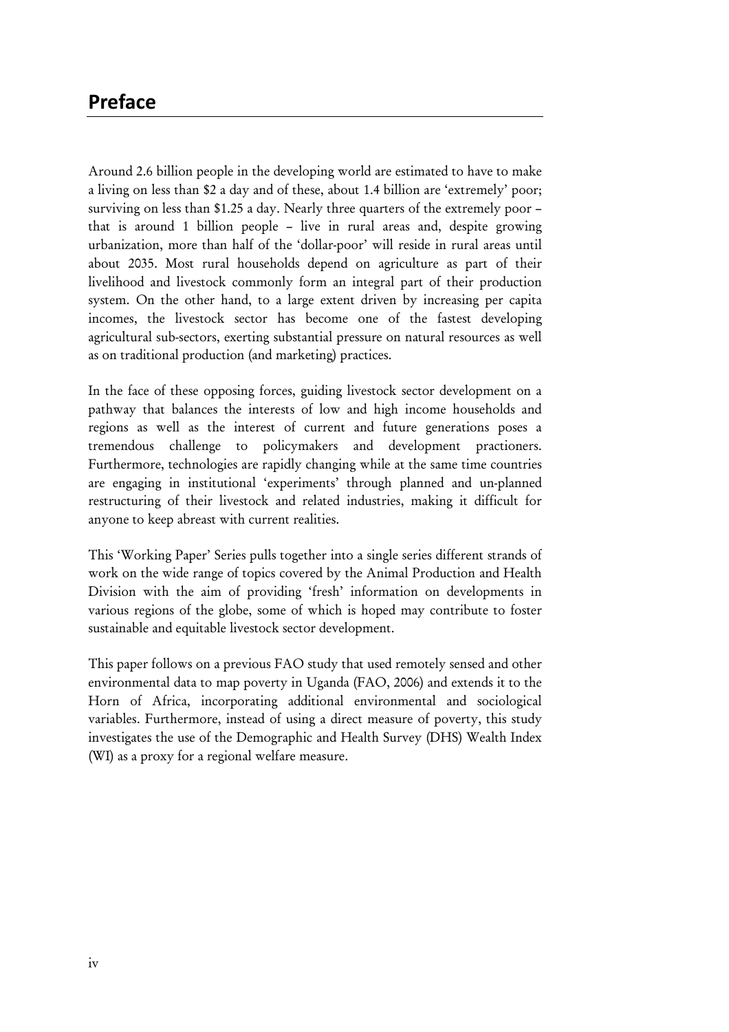# Preface

Around 2.6 billion people in the developing world are estimated to have to make a living on less than $2 a day and of these, about 1.4 billion are 'extremely' poor; surviving on less than $1.25 a day. Nearly three quarters of the extremely poor – that is around 1 billion people – live in rural areas and, despite growing urbanization, more than half of the 'dollar-poor' will reside in rural areas until about 2035. Most rural households depend on agriculture as part of their livelihood and livestock commonly form an integral part of their production system. On the other hand, to a large extent driven by increasing per capita incomes, the livestock sector has become one of the fastest developing agricultural sub-sectors, exerting substantial pressure on natural resources as well as on traditional production (and marketing) practices.

In the face of these opposing forces, guiding livestock sector development on a pathway that balances the interests of low and high income households and regions as well as the interest of current and future generations poses a tremendous challenge to policymakers and development practioners. Furthermore, technologies are rapidly changing while at the same time countries are engaging in institutional 'experiments' through planned and un-planned restructuring of their livestock and related industries, making it difficult for anyone to keep abreast with current realities.

This 'Working Paper' Series pulls together into a single series different strands of work on the wide range of topics covered by the Animal Production and Health Division with the aim of providing 'fresh' information on developments in various regions of the globe, some of which is hoped may contribute to foster sustainable and equitable livestock sector development.

This paper follows on a previous FAO study that used remotely sensed and other environmental data to map poverty in Uganda (FAO, 2006) and extends it to the Horn of Africa, incorporating additional environmental and sociological variables. Furthermore, instead of using a direct measure of poverty, this study investigates the use of the Demographic and Health Survey (DHS) Wealth Index (WI) as a proxy for a regional welfare measure.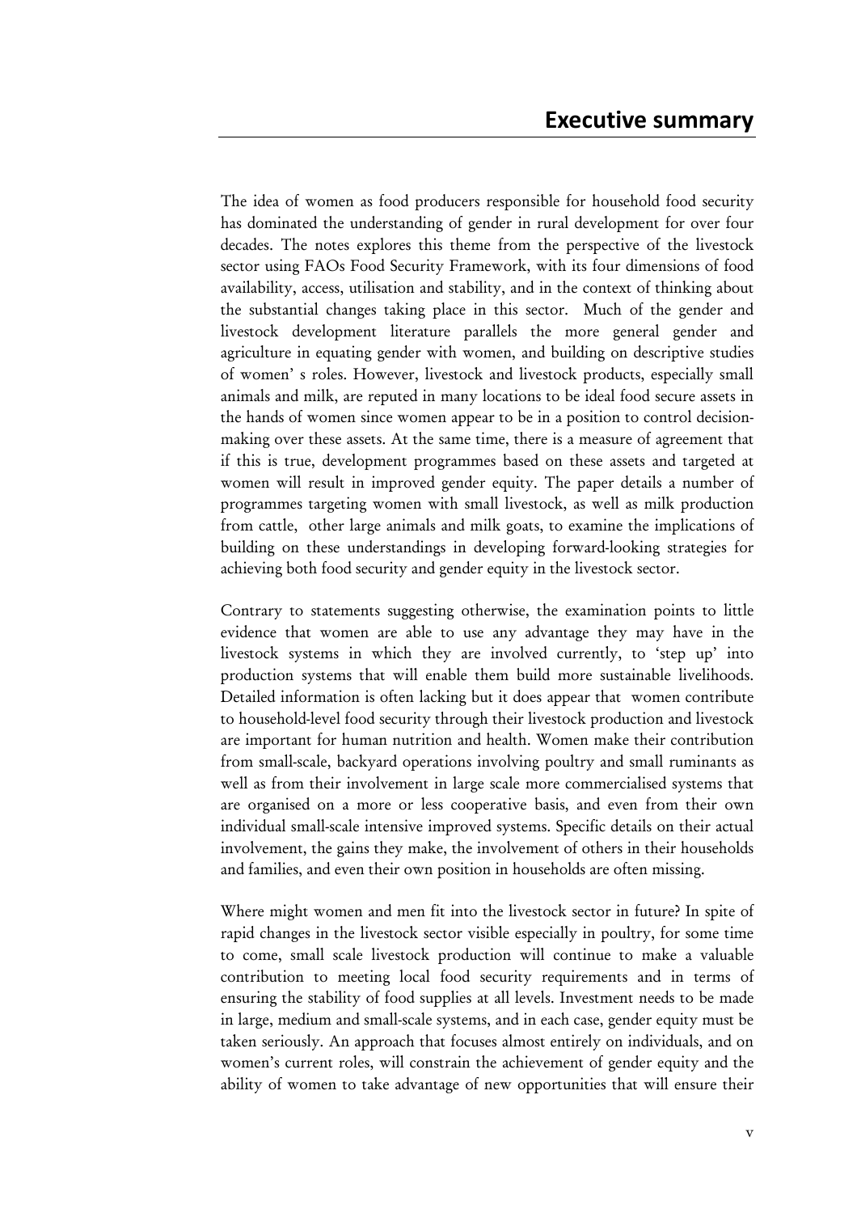# Executive summary

The idea of women as food producers responsible for household food security has dominated the understanding of gender in rural development for over four decades. The notes explores this theme from the perspective of the livestock sector using FAOs Food Security Framework, with its four dimensions of food availability, access, utilisation and stability, and in the context of thinking about the substantial changes taking place in this sector. Much of the gender and livestock development literature parallels the more general gender and agriculture in equating gender with women, and building on descriptive studies of women' s roles. However, livestock and livestock products, especially small animals and milk, are reputed in many locations to be ideal food secure assets in the hands of women since women appear to be in a position to control decision-making over these assets. At the same time, there is a measure of agreement that if this is true, development programmes based on these assets and targeted at women will result in improved gender equity. The paper details a number of programmes targeting women with small livestock, as well as milk production from cattle, other large animals and milk goats, to examine the implications of building on these understandings in developing forward-looking strategies for achieving both food security and gender equity in the livestock sector.

Contrary to statements suggesting otherwise, the examination points to little evidence that women are able to use any advantage they may have in the livestock systems in which they are involved currently, to 'step up' into production systems that will enable them build more sustainable livelihoods. Detailed information is often lacking but it does appear that women contribute to household-level food security through their livestock production and livestock are important for human nutrition and health. Women make their contribution from small-scale, backyard operations involving poultry and small ruminants as well as from their involvement in large scale more commercialised systems that are organised on a more or less cooperative basis, and even from their own individual small-scale intensive improved systems. Specific details on their actual involvement, the gains they make, the involvement of others in their households and families, and even their own position in households are often missing.

Where might women and men fit into the livestock sector in future? In spite of rapid changes in the livestock sector visible especially in poultry, for some time to come, small scale livestock production will continue to make a valuable contribution to meeting local food security requirements and in terms of ensuring the stability of food supplies at all levels. Investment needs to be made in large, medium and small-scale systems, and in each case, gender equity must be taken seriously. An approach that focuses almost entirely on individuals, and on women's current roles, will constrain the achievement of gender equity and the ability of women to take advantage of new opportunities that will ensure their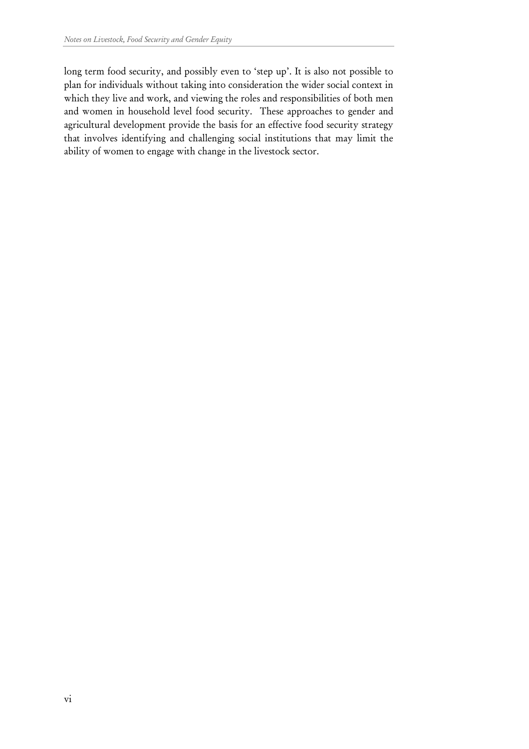long term food security, and possibly even to 'step up'. It is also not possible to plan for individuals without taking into consideration the wider social context in which they live and work, and viewing the roles and responsibilities of both men and women in household level food security. These approaches to gender and agricultural development provide the basis for an effective food security strategy that involves identifying and challenging social institutions that may limit the ability of women to engage with change in the livestock sector.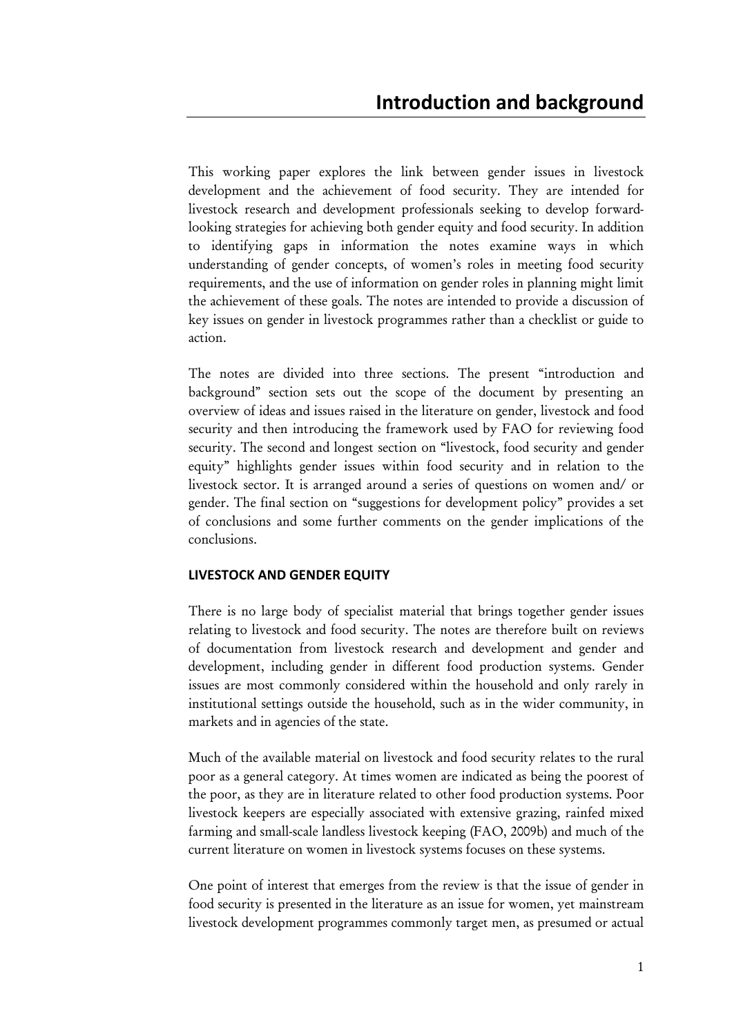# Introduction and background

This working paper explores the link between gender issues in livestock development and the achievement of food security. They are intended for livestock research and development professionals seeking to develop forward-looking strategies for achieving both gender equity and food security. In addition to identifying gaps in information the notes examine ways in which understanding of gender concepts, of women's roles in meeting food security requirements, and the use of information on gender roles in planning might limit the achievement of these goals. The notes are intended to provide a discussion of key issues on gender in livestock programmes rather than a checklist or guide to action.

The notes are divided into three sections. The present "introduction and background" section sets out the scope of the document by presenting an overview of ideas and issues raised in the literature on gender, livestock and food security and then introducing the framework used by FAO for reviewing food security. The second and longest section on "livestock, food security and gender equity" highlights gender issues within food security and in relation to the livestock sector. It is arranged around a series of questions on women and/ or gender. The final section on "suggestions for development policy" provides a set of conclusions and some further comments on the gender implications of the conclusions.

## LIVESTOCK AND GENDER EQUITY

There is no large body of specialist material that brings together gender issues relating to livestock and food security. The notes are therefore built on reviews of documentation from livestock research and development and gender and development, including gender in different food production systems. Gender issues are most commonly considered within the household and only rarely in institutional settings outside the household, such as in the wider community, in markets and in agencies of the state.

Much of the available material on livestock and food security relates to the rural poor as a general category. At times women are indicated as being the poorest of the poor, as they are in literature related to other food production systems. Poor livestock keepers are especially associated with extensive grazing, rainfed mixed farming and small-scale landless livestock keeping (FAO, 2009b) and much of the current literature on women in livestock systems focuses on these systems.

One point of interest that emerges from the review is that the issue of gender in food security is presented in the literature as an issue for women, yet mainstream livestock development programmes commonly target men, as presumed or actual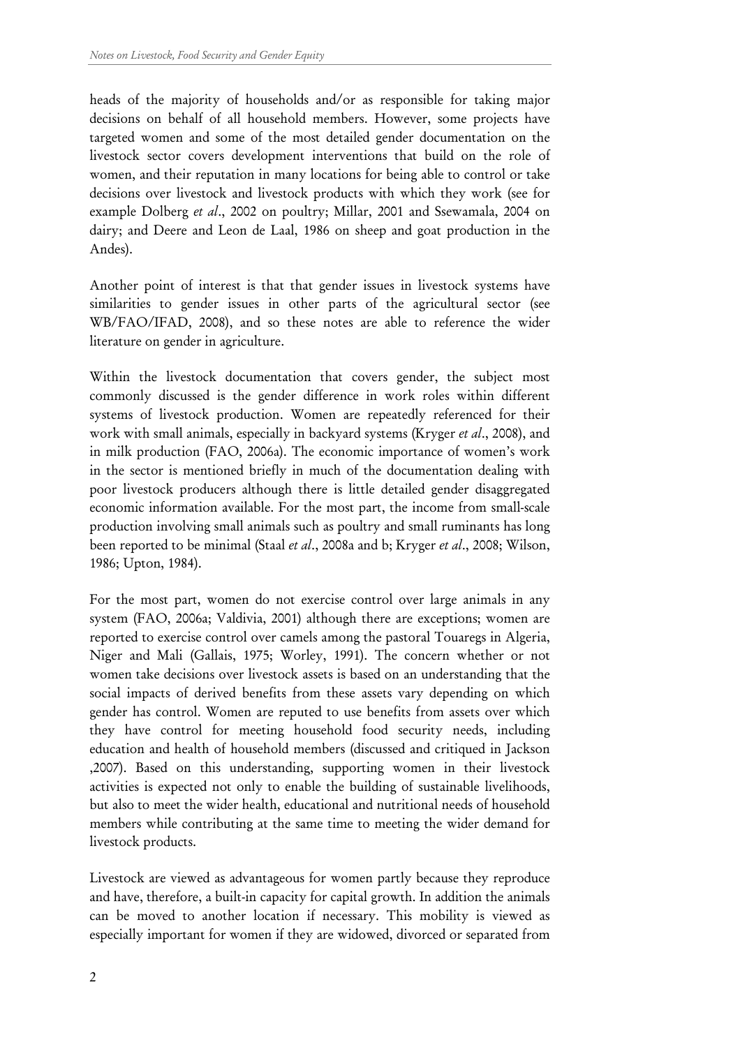heads of the majority of households and/or as responsible for taking major decisions on behalf of all household members. However, some projects have targeted women and some of the most detailed gender documentation on the livestock sector covers development interventions that build on the role of women, and their reputation in many locations for being able to control or take decisions over livestock and livestock products with which they work (see for example Dolberg *et al*., 2002 on poultry; Millar, 2001 and Ssewamala, 2004 on dairy; and Deere and Leon de Laal, 1986 on sheep and goat production in the Andes).

Another point of interest is that that gender issues in livestock systems have similarities to gender issues in other parts of the agricultural sector (see WB/FAO/IFAD, 2008), and so these notes are able to reference the wider literature on gender in agriculture.

Within the livestock documentation that covers gender, the subject most commonly discussed is the gender difference in work roles within different systems of livestock production. Women are repeatedly referenced for their work with small animals, especially in backyard systems (Kryger *et al*., 2008), and in milk production (FAO, 2006a). The economic importance of women's work in the sector is mentioned briefly in much of the documentation dealing with poor livestock producers although there is little detailed gender disaggregated economic information available. For the most part, the income from small-scale production involving small animals such as poultry and small ruminants has long been reported to be minimal (Staal *et al*., 2008a and b; Kryger *et al*., 2008; Wilson, 1986; Upton, 1984).

For the most part, women do not exercise control over large animals in any system (FAO, 2006a; Valdivia, 2001) although there are exceptions; women are reported to exercise control over camels among the pastoral Touaregs in Algeria, Niger and Mali (Gallais, 1975; Worley, 1991). The concern whether or not women take decisions over livestock assets is based on an understanding that the social impacts of derived benefits from these assets vary depending on which gender has control. Women are reputed to use benefits from assets over which they have control for meeting household food security needs, including education and health of household members (discussed and critiqued in Jackson ,2007). Based on this understanding, supporting women in their livestock activities is expected not only to enable the building of sustainable livelihoods, but also to meet the wider health, educational and nutritional needs of household members while contributing at the same time to meeting the wider demand for livestock products.

Livestock are viewed as advantageous for women partly because they reproduce and have, therefore, a built-in capacity for capital growth. In addition the animals can be moved to another location if necessary. This mobility is viewed as especially important for women if they are widowed, divorced or separated from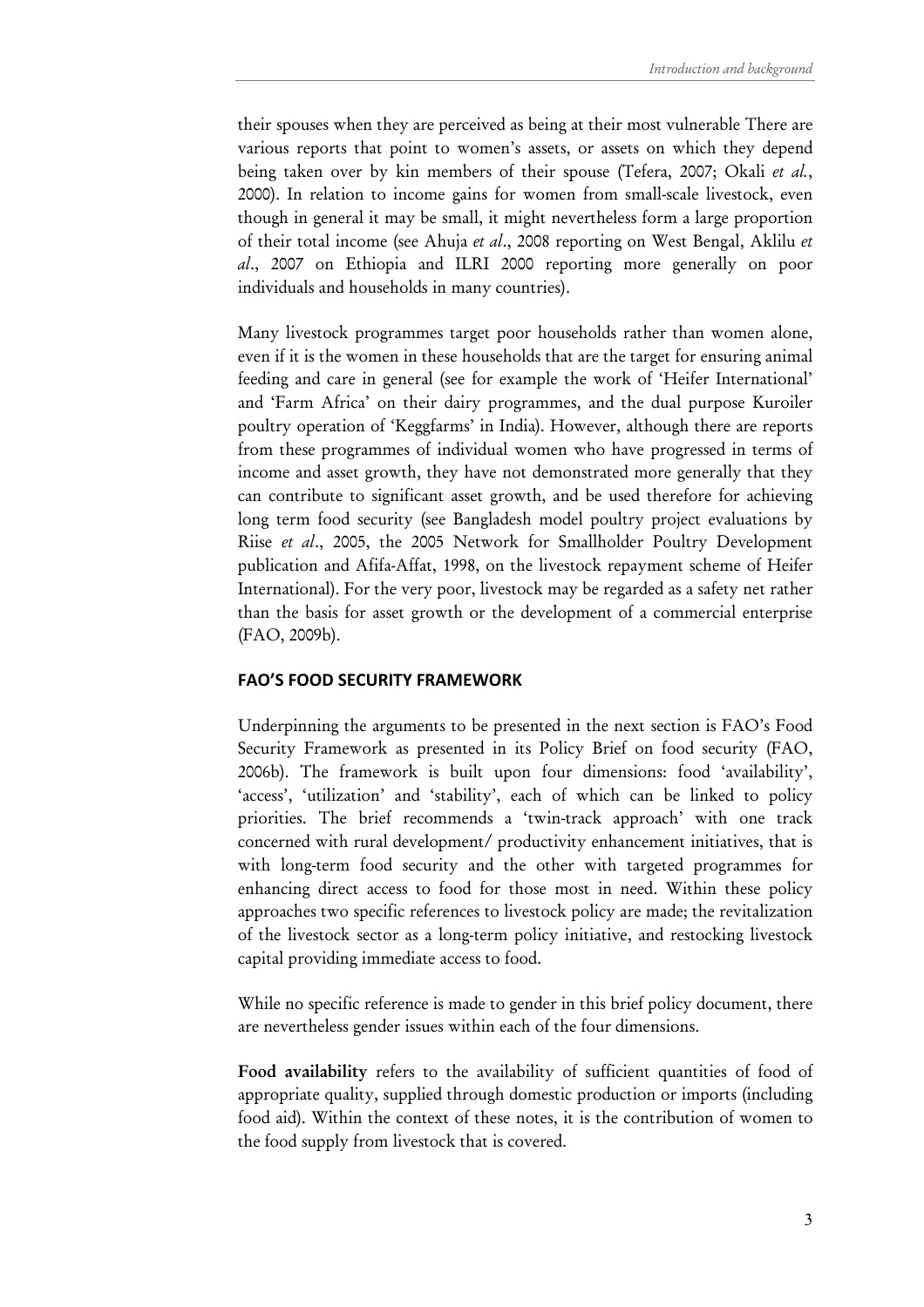their spouses when they are perceived as being at their most vulnerable There are various reports that point to women's assets, or assets on which they depend being taken over by kin members of their spouse (Tefera, 2007; Okali *et al.*, 2000). In relation to income gains for women from small-scale livestock, even though in general it may be small, it might nevertheless form a large proportion of their total income (see Ahuja *et al*., 2008 reporting on West Bengal, Aklilu *et al*., 2007 on Ethiopia and ILRI 2000 reporting more generally on poor individuals and households in many countries).

Many livestock programmes target poor households rather than women alone, even if it is the women in these households that are the target for ensuring animal feeding and care in general (see for example the work of 'Heifer International' and 'Farm Africa' on their dairy programmes, and the dual purpose Kuroiler poultry operation of 'Keggfarms' in India). However, although there are reports from these programmes of individual women who have progressed in terms of income and asset growth, they have not demonstrated more generally that they can contribute to significant asset growth, and be used therefore for achieving long term food security (see Bangladesh model poultry project evaluations by Riise *et al*., 2005, the 2005 Network for Smallholder Poultry Development publication and Afifa-Affat, 1998, on the livestock repayment scheme of Heifer International). For the very poor, livestock may be regarded as a safety net rather than the basis for asset growth or the development of a commercial enterprise (FAO, 2009b).

## FAO'S FOOD SECURITY FRAMEWORK

Underpinning the arguments to be presented in the next section is FAO's Food Security Framework as presented in its Policy Brief on food security (FAO, 2006b). The framework is built upon four dimensions: food 'availability', 'access', 'utilization' and 'stability', each of which can be linked to policy priorities. The brief recommends a 'twin-track approach' with one track concerned with rural development/ productivity enhancement initiatives, that is with long-term food security and the other with targeted programmes for enhancing direct access to food for those most in need. Within these policy approaches two specific references to livestock policy are made; the revitalization of the livestock sector as a long-term policy initiative, and restocking livestock capital providing immediate access to food.

While no specific reference is made to gender in this brief policy document, there are nevertheless gender issues within each of the four dimensions.

**Food availability** refers to the availability of sufficient quantities of food of appropriate quality, supplied through domestic production or imports (including food aid). Within the context of these notes, it is the contribution of women to the food supply from livestock that is covered.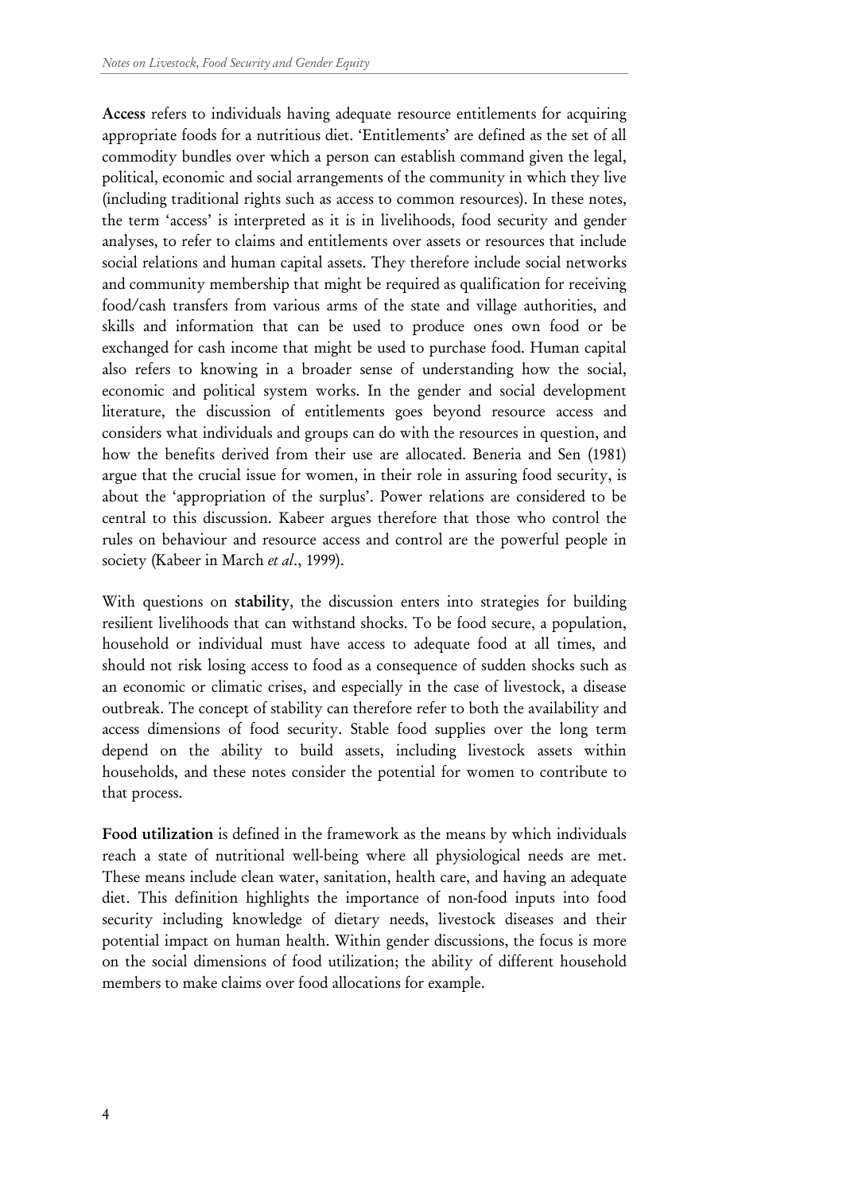**Access** refers to individuals having adequate resource entitlements for acquiring appropriate foods for a nutritious diet. 'Entitlements' are defined as the set of all commodity bundles over which a person can establish command given the legal, political, economic and social arrangements of the community in which they live (including traditional rights such as access to common resources). In these notes, the term 'access' is interpreted as it is in livelihoods, food security and gender analyses, to refer to claims and entitlements over assets or resources that include social relations and human capital assets. They therefore include social networks and community membership that might be required as qualification for receiving food/cash transfers from various arms of the state and village authorities, and skills and information that can be used to produce ones own food or be exchanged for cash income that might be used to purchase food. Human capital also refers to knowing in a broader sense of understanding how the social, economic and political system works. In the gender and social development literature, the discussion of entitlements goes beyond resource access and considers what individuals and groups can do with the resources in question, and how the benefits derived from their use are allocated. Beneria and Sen (1981) argue that the crucial issue for women, in their role in assuring food security, is about the 'appropriation of the surplus'. Power relations are considered to be central to this discussion. Kabeer argues therefore that those who control the rules on behaviour and resource access and control are the powerful people in society (Kabeer in March *et al*., 1999).

With questions on **stability**, the discussion enters into strategies for building resilient livelihoods that can withstand shocks. To be food secure, a population, household or individual must have access to adequate food at all times, and should not risk losing access to food as a consequence of sudden shocks such as an economic or climatic crises, and especially in the case of livestock, a disease outbreak. The concept of stability can therefore refer to both the availability and access dimensions of food security. Stable food supplies over the long term depend on the ability to build assets, including livestock assets within households, and these notes consider the potential for women to contribute to that process.

**Food utilization** is defined in the framework as the means by which individuals reach a state of nutritional well-being where all physiological needs are met. These means include clean water, sanitation, health care, and having an adequate diet. This definition highlights the importance of non-food inputs into food security including knowledge of dietary needs, livestock diseases and their potential impact on human health. Within gender discussions, the focus is more on the social dimensions of food utilization; the ability of different household members to make claims over food allocations for example.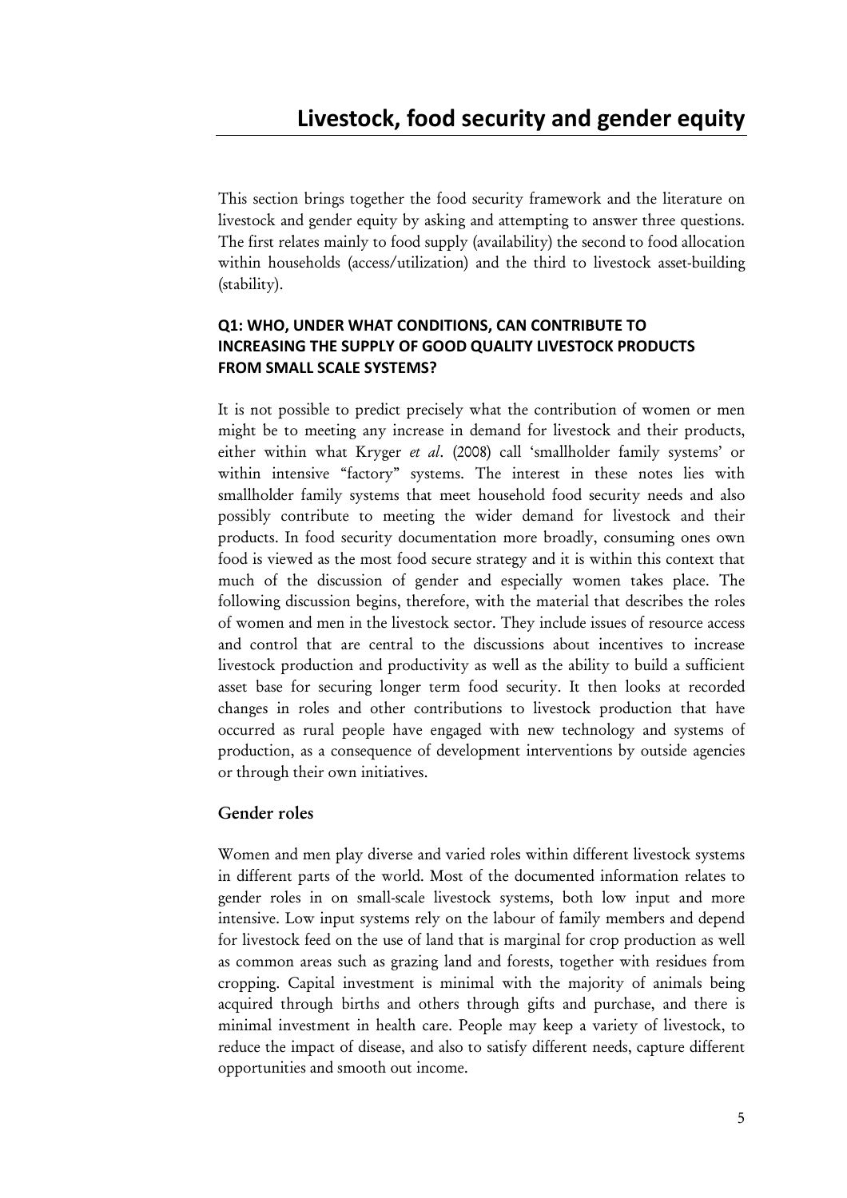# Livestock, food security and gender equity

This section brings together the food security framework and the literature on livestock and gender equity by asking and attempting to answer three questions. The first relates mainly to food supply (availability) the second to food allocation within households (access/utilization) and the third to livestock asset-building (stability).

### Q1: WHO, UNDER WHAT CONDITIONS, CAN CONTRIBUTE TO INCREASING THE SUPPLY OF GOOD QUALITY LIVESTOCK PRODUCTS FROM SMALL SCALE SYSTEMS?

It is not possible to predict precisely what the contribution of women or men might be to meeting any increase in demand for livestock and their products, either within what Kryger *et al*. (2008) call 'smallholder family systems' or within intensive "factory" systems. The interest in these notes lies with smallholder family systems that meet household food security needs and also possibly contribute to meeting the wider demand for livestock and their products. In food security documentation more broadly, consuming ones own food is viewed as the most food secure strategy and it is within this context that much of the discussion of gender and especially women takes place. The following discussion begins, therefore, with the material that describes the roles of women and men in the livestock sector. They include issues of resource access and control that are central to the discussions about incentives to increase livestock production and productivity as well as the ability to build a sufficient asset base for securing longer term food security. It then looks at recorded changes in roles and other contributions to livestock production that have occurred as rural people have engaged with new technology and systems of production, as a consequence of development interventions by outside agencies or through their own initiatives.

## Gender roles

Women and men play diverse and varied roles within different livestock systems in different parts of the world. Most of the documented information relates to gender roles in on small-scale livestock systems, both low input and more intensive. Low input systems rely on the labour of family members and depend for livestock feed on the use of land that is marginal for crop production as well as common areas such as grazing land and forests, together with residues from cropping. Capital investment is minimal with the majority of animals being acquired through births and others through gifts and purchase, and there is minimal investment in health care. People may keep a variety of livestock, to reduce the impact of disease, and also to satisfy different needs, capture different opportunities and smooth out income.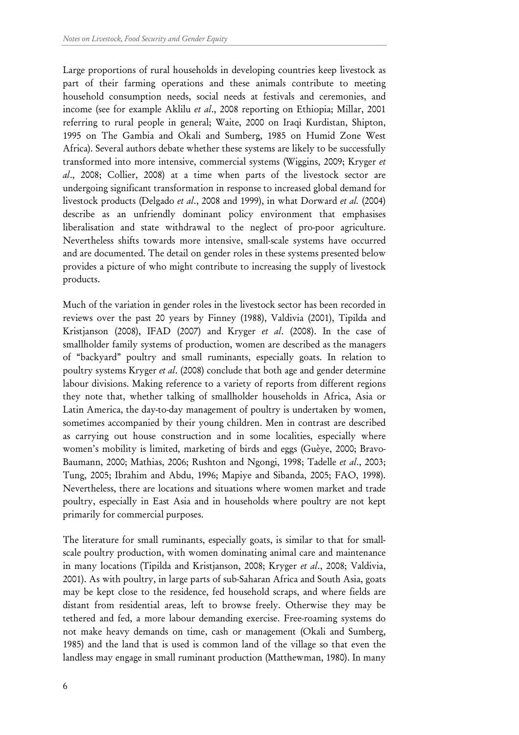Large proportions of rural households in developing countries keep livestock as part of their farming operations and these animals contribute to meeting household consumption needs, social needs at festivals and ceremonies, and income (see for example Aklilu *et al*., 2008 reporting on Ethiopia; Millar, 2001 referring to rural people in general; Waite, 2000 on Iraqi Kurdistan, Shipton, 1995 on The Gambia and Okali and Sumberg, 1985 on Humid Zone West Africa). Several authors debate whether these systems are likely to be successfully transformed into more intensive, commercial systems (Wiggins, 2009; Kryger *et al*., 2008; Collier, 2008) at a time when parts of the livestock sector are undergoing significant transformation in response to increased global demand for livestock products (Delgado *et al*., 2008 and 1999), in what Dorward *et al.* (2004) describe as an unfriendly dominant policy environment that emphasises liberalisation and state withdrawal to the neglect of pro-poor agriculture. Nevertheless shifts towards more intensive, small-scale systems have occurred and are documented. The detail on gender roles in these systems presented below provides a picture of who might contribute to increasing the supply of livestock products.

Much of the variation in gender roles in the livestock sector has been recorded in reviews over the past 20 years by Finney (1988), Valdivia (2001), Tipilda and Kristjanson (2008), IFAD (2007) and Kryger *et al*. (2008). In the case of smallholder family systems of production, women are described as the managers of "backyard" poultry and small ruminants, especially goats. In relation to poultry systems Kryger *et al*. (2008) conclude that both age and gender determine labour divisions. Making reference to a variety of reports from different regions they note that, whether talking of smallholder households in Africa, Asia or Latin America, the day-to-day management of poultry is undertaken by women, sometimes accompanied by their young children. Men in contrast are described as carrying out house construction and in some localities, especially where women's mobility is limited, marketing of birds and eggs (Guèye, 2000; Bravo-Baumann, 2000; Mathias, 2006; Rushton and Ngongi, 1998; Tadelle *et al*., 2003; Tung, 2005; Ibrahim and Abdu, 1996; Mapiye and Sibanda, 2005; FAO, 1998). Nevertheless, there are locations and situations where women market and trade poultry, especially in East Asia and in households where poultry are not kept primarily for commercial purposes.

The literature for small ruminants, especially goats, is similar to that for small-scale poultry production, with women dominating animal care and maintenance in many locations (Tipilda and Kristjanson, 2008; Kryger *et al*., 2008; Valdivia, 2001). As with poultry, in large parts of sub-Saharan Africa and South Asia, goats may be kept close to the residence, fed household scraps, and where fields are distant from residential areas, left to browse freely. Otherwise they may be tethered and fed, a more labour demanding exercise. Free-roaming systems do not make heavy demands on time, cash or management (Okali and Sumberg, 1985) and the land that is used is common land of the village so that even the landless may engage in small ruminant production (Matthewman, 1980). In many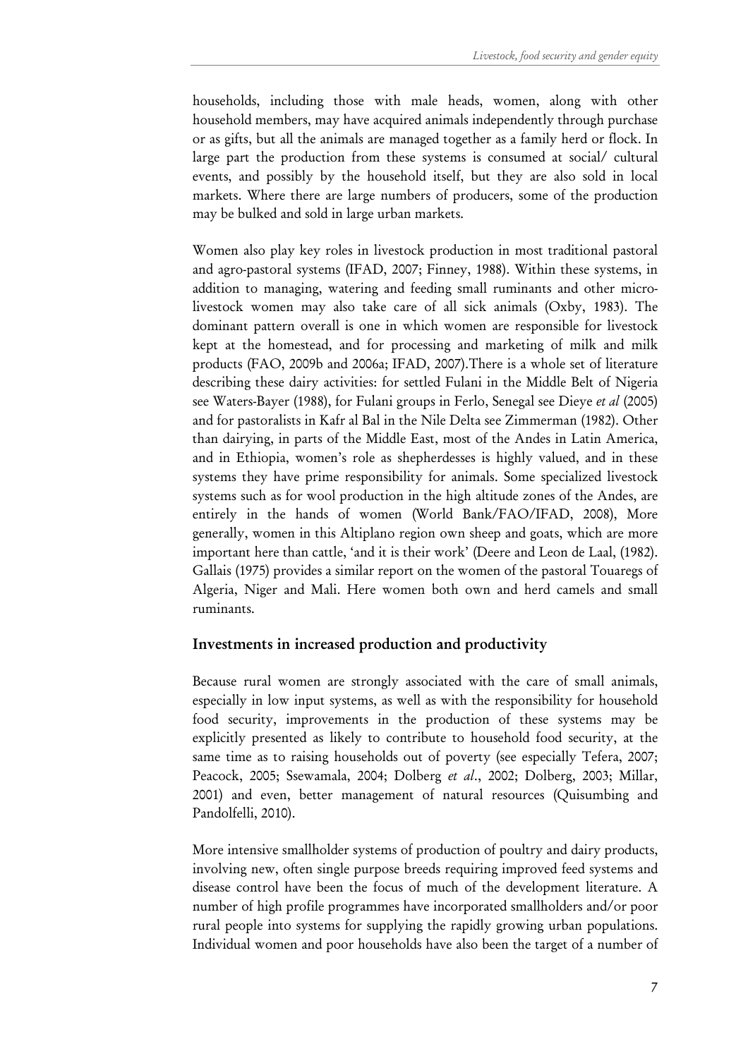households, including those with male heads, women, along with other household members, may have acquired animals independently through purchase or as gifts, but all the animals are managed together as a family herd or flock. In large part the production from these systems is consumed at social/ cultural events, and possibly by the household itself, but they are also sold in local markets. Where there are large numbers of producers, some of the production may be bulked and sold in large urban markets.

Women also play key roles in livestock production in most traditional pastoral and agro-pastoral systems (IFAD, 2007; Finney, 1988). Within these systems, in addition to managing, watering and feeding small ruminants and other micro-livestock women may also take care of all sick animals (Oxby, 1983). The dominant pattern overall is one in which women are responsible for livestock kept at the homestead, and for processing and marketing of milk and milk products (FAO, 2009b and 2006a; IFAD, 2007).There is a whole set of literature describing these dairy activities: for settled Fulani in the Middle Belt of Nigeria see Waters-Bayer (1988), for Fulani groups in Ferlo, Senegal see Dieye *et al* (2005) and for pastoralists in Kafr al Bal in the Nile Delta see Zimmerman (1982). Other than dairying, in parts of the Middle East, most of the Andes in Latin America, and in Ethiopia, women's role as shepherdesses is highly valued, and in these systems they have prime responsibility for animals. Some specialized livestock systems such as for wool production in the high altitude zones of the Andes, are entirely in the hands of women (World Bank/FAO/IFAD, 2008), More generally, women in this Altiplano region own sheep and goats, which are more important here than cattle, 'and it is their work' (Deere and Leon de Laal, (1982). Gallais (1975) provides a similar report on the women of the pastoral Touaregs of Algeria, Niger and Mali. Here women both own and herd camels and small ruminants.

## Investments in increased production and productivity

Because rural women are strongly associated with the care of small animals, especially in low input systems, as well as with the responsibility for household food security, improvements in the production of these systems may be explicitly presented as likely to contribute to household food security, at the same time as to raising households out of poverty (see especially Tefera, 2007; Peacock, 2005; Ssewamala, 2004; Dolberg *et al*., 2002; Dolberg, 2003; Millar, 2001) and even, better management of natural resources (Quisumbing and Pandolfelli, 2010).

More intensive smallholder systems of production of poultry and dairy products, involving new, often single purpose breeds requiring improved feed systems and disease control have been the focus of much of the development literature. A number of high profile programmes have incorporated smallholders and/or poor rural people into systems for supplying the rapidly growing urban populations. Individual women and poor households have also been the target of a number of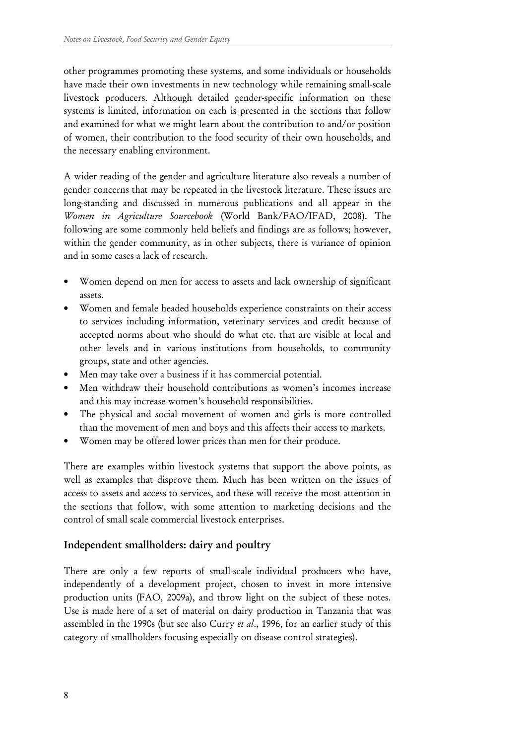other programmes promoting these systems, and some individuals or households have made their own investments in new technology while remaining small-scale livestock producers. Although detailed gender-specific information on these systems is limited, information on each is presented in the sections that follow and examined for what we might learn about the contribution to and/or position of women, their contribution to the food security of their own households, and the necessary enabling environment.

A wider reading of the gender and agriculture literature also reveals a number of gender concerns that may be repeated in the livestock literature. These issues are long-standing and discussed in numerous publications and all appear in the *Women in Agriculture Sourcebook* (World Bank/FAO/IFAD, 2008). The following are some commonly held beliefs and findings are as follows; however, within the gender community, as in other subjects, there is variance of opinion and in some cases a lack of research.

- Women depend on men for access to assets and lack ownership of significant assets.
- Women and female headed households experience constraints on their access to services including information, veterinary services and credit because of accepted norms about who should do what etc. that are visible at local and other levels and in various institutions from households, to community groups, state and other agencies.
- Men may take over a business if it has commercial potential.
- Men withdraw their household contributions as women's incomes increase and this may increase women's household responsibilities.
- The physical and social movement of women and girls is more controlled than the movement of men and boys and this affects their access to markets.
- Women may be offered lower prices than men for their produce.

There are examples within livestock systems that support the above points, as well as examples that disprove them. Much has been written on the issues of access to assets and access to services, and these will receive the most attention in the sections that follow, with some attention to marketing decisions and the control of small scale commercial livestock enterprises.

## Independent smallholders: dairy and poultry

There are only a few reports of small-scale individual producers who have, independently of a development project, chosen to invest in more intensive production units (FAO, 2009a), and throw light on the subject of these notes. Use is made here of a set of material on dairy production in Tanzania that was assembled in the 1990s (but see also Curry *et al*., 1996, for an earlier study of this category of smallholders focusing especially on disease control strategies).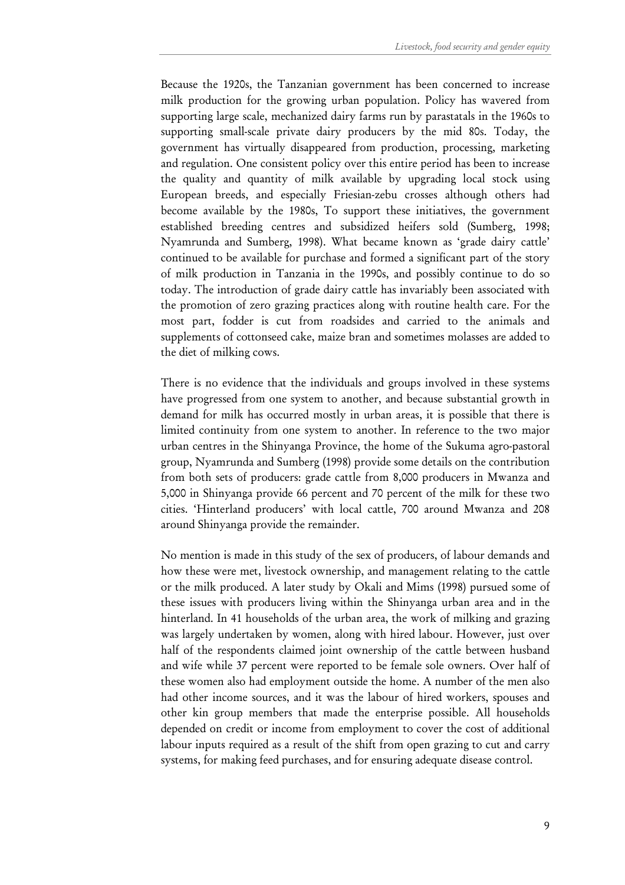Because the 1920s, the Tanzanian government has been concerned to increase milk production for the growing urban population. Policy has wavered from supporting large scale, mechanized dairy farms run by parastatals in the 1960s to supporting small-scale private dairy producers by the mid 80s. Today, the government has virtually disappeared from production, processing, marketing and regulation. One consistent policy over this entire period has been to increase the quality and quantity of milk available by upgrading local stock using European breeds, and especially Friesian-zebu crosses although others had become available by the 1980s, To support these initiatives, the government established breeding centres and subsidized heifers sold (Sumberg, 1998; Nyamrunda and Sumberg, 1998). What became known as 'grade dairy cattle' continued to be available for purchase and formed a significant part of the story of milk production in Tanzania in the 1990s, and possibly continue to do so today. The introduction of grade dairy cattle has invariably been associated with the promotion of zero grazing practices along with routine health care. For the most part, fodder is cut from roadsides and carried to the animals and supplements of cottonseed cake, maize bran and sometimes molasses are added to the diet of milking cows.

There is no evidence that the individuals and groups involved in these systems have progressed from one system to another, and because substantial growth in demand for milk has occurred mostly in urban areas, it is possible that there is limited continuity from one system to another. In reference to the two major urban centres in the Shinyanga Province, the home of the Sukuma agro-pastoral group, Nyamrunda and Sumberg (1998) provide some details on the contribution from both sets of producers: grade cattle from 8,000 producers in Mwanza and 5,000 in Shinyanga provide 66 percent and 70 percent of the milk for these two cities. 'Hinterland producers' with local cattle, 700 around Mwanza and 208 around Shinyanga provide the remainder.

No mention is made in this study of the sex of producers, of labour demands and how these were met, livestock ownership, and management relating to the cattle or the milk produced. A later study by Okali and Mims (1998) pursued some of these issues with producers living within the Shinyanga urban area and in the hinterland. In 41 households of the urban area, the work of milking and grazing was largely undertaken by women, along with hired labour. However, just over half of the respondents claimed joint ownership of the cattle between husband and wife while 37 percent were reported to be female sole owners. Over half of these women also had employment outside the home. A number of the men also had other income sources, and it was the labour of hired workers, spouses and other kin group members that made the enterprise possible. All households depended on credit or income from employment to cover the cost of additional labour inputs required as a result of the shift from open grazing to cut and carry systems, for making feed purchases, and for ensuring adequate disease control.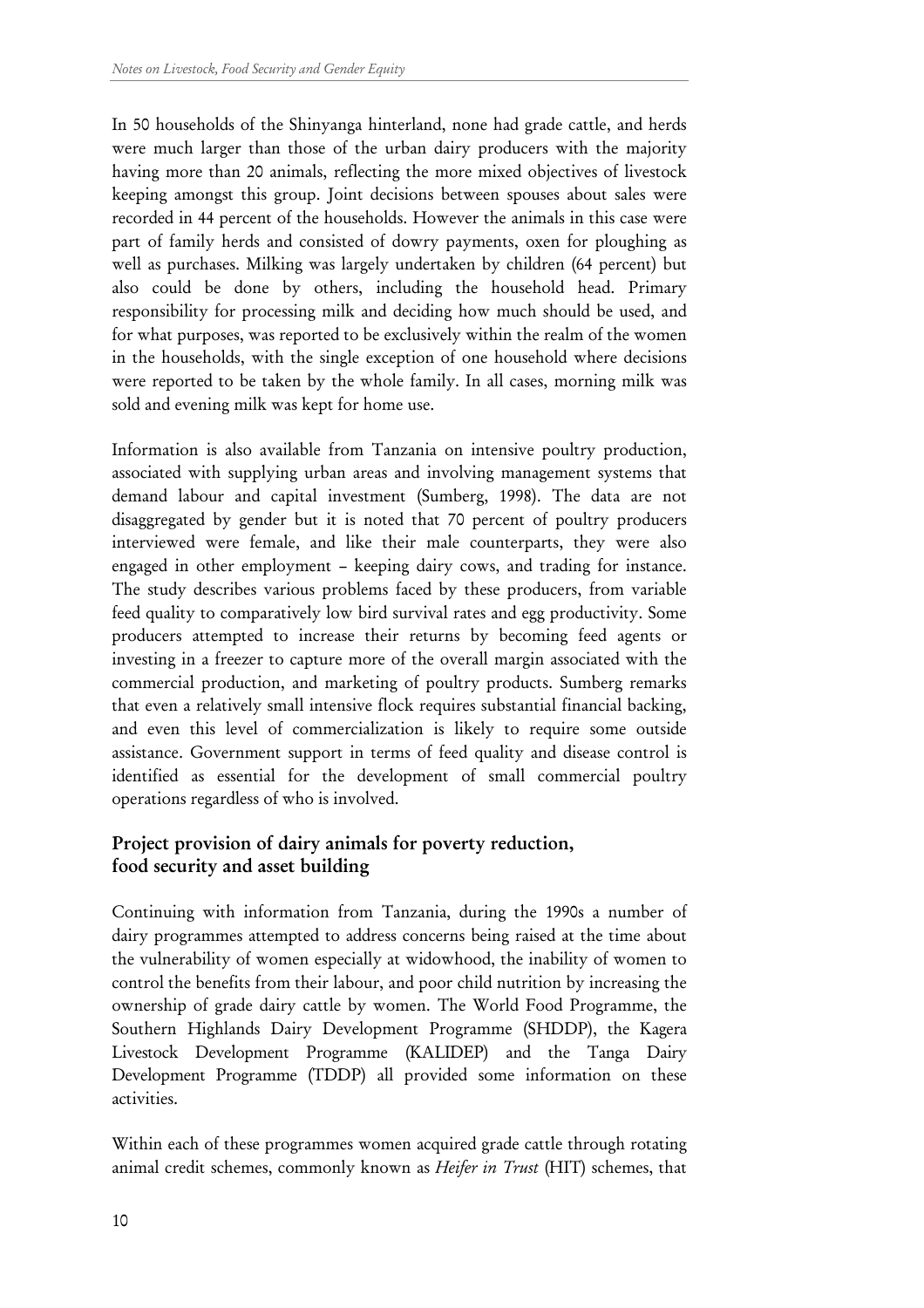In 50 households of the Shinyanga hinterland, none had grade cattle, and herds were much larger than those of the urban dairy producers with the majority having more than 20 animals, reflecting the more mixed objectives of livestock keeping amongst this group. Joint decisions between spouses about sales were recorded in 44 percent of the households. However the animals in this case were part of family herds and consisted of dowry payments, oxen for ploughing as well as purchases. Milking was largely undertaken by children (64 percent) but also could be done by others, including the household head. Primary responsibility for processing milk and deciding how much should be used, and for what purposes, was reported to be exclusively within the realm of the women in the households, with the single exception of one household where decisions were reported to be taken by the whole family. In all cases, morning milk was sold and evening milk was kept for home use.

Information is also available from Tanzania on intensive poultry production, associated with supplying urban areas and involving management systems that demand labour and capital investment (Sumberg, 1998). The data are not disaggregated by gender but it is noted that 70 percent of poultry producers interviewed were female, and like their male counterparts, they were also engaged in other employment – keeping dairy cows, and trading for instance. The study describes various problems faced by these producers, from variable feed quality to comparatively low bird survival rates and egg productivity. Some producers attempted to increase their returns by becoming feed agents or investing in a freezer to capture more of the overall margin associated with the commercial production, and marketing of poultry products. Sumberg remarks that even a relatively small intensive flock requires substantial financial backing, and even this level of commercialization is likely to require some outside assistance. Government support in terms of feed quality and disease control is identified as essential for the development of small commercial poultry operations regardless of who is involved.

## Project provision of dairy animals for poverty reduction, food security and asset building

Continuing with information from Tanzania, during the 1990s a number of dairy programmes attempted to address concerns being raised at the time about the vulnerability of women especially at widowhood, the inability of women to control the benefits from their labour, and poor child nutrition by increasing the ownership of grade dairy cattle by women. The World Food Programme, the Southern Highlands Dairy Development Programme (SHDDP), the Kagera Livestock Development Programme (KALIDEP) and the Tanga Dairy Development Programme (TDDP) all provided some information on these activities.

Within each of these programmes women acquired grade cattle through rotating animal credit schemes, commonly known as *Heifer in Trust* (HIT) schemes, that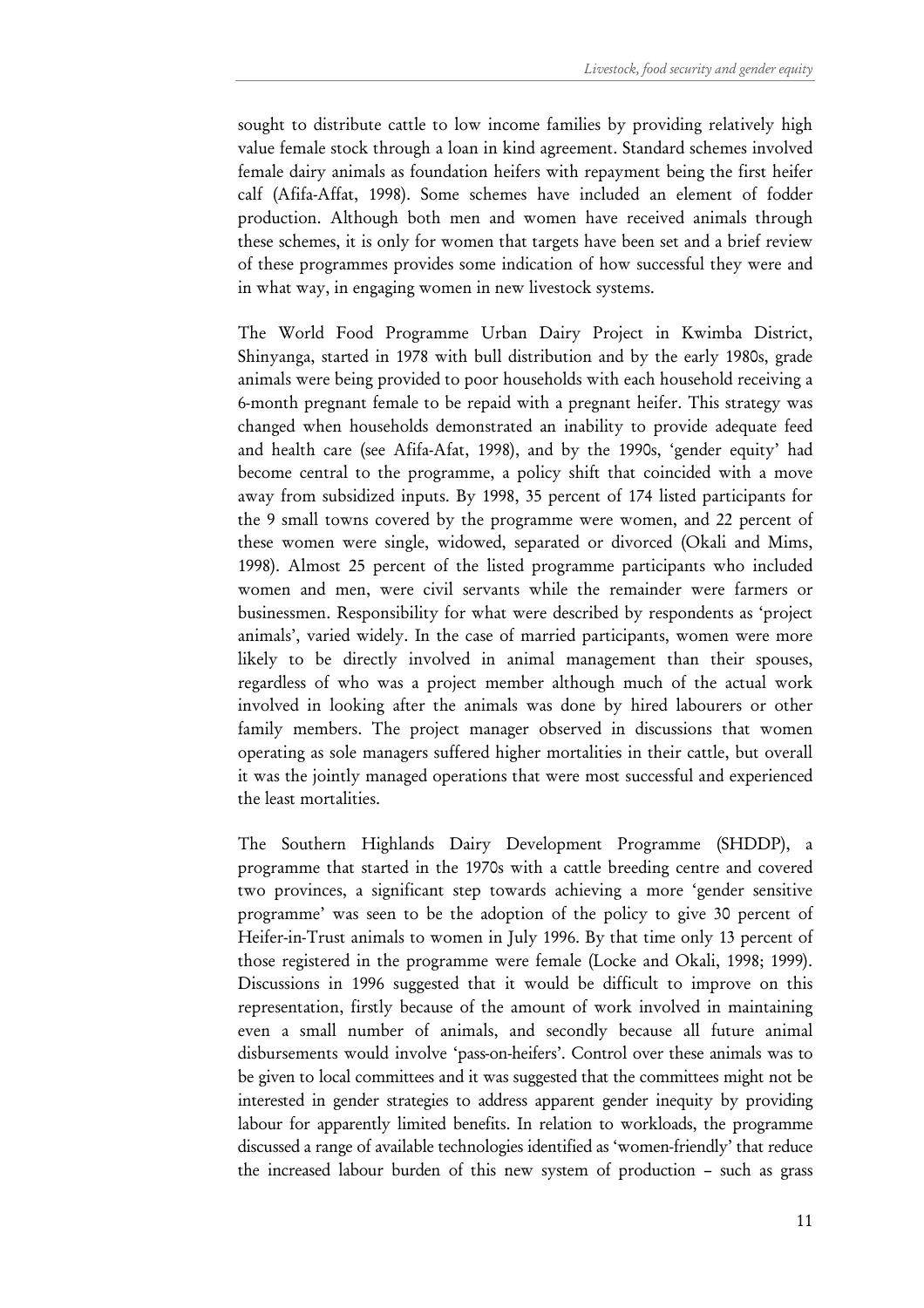sought to distribute cattle to low income families by providing relatively high value female stock through a loan in kind agreement. Standard schemes involved female dairy animals as foundation heifers with repayment being the first heifer calf (Afifa-Affat, 1998). Some schemes have included an element of fodder production. Although both men and women have received animals through these schemes, it is only for women that targets have been set and a brief review of these programmes provides some indication of how successful they were and in what way, in engaging women in new livestock systems.

The World Food Programme Urban Dairy Project in Kwimba District, Shinyanga, started in 1978 with bull distribution and by the early 1980s, grade animals were being provided to poor households with each household receiving a 6-month pregnant female to be repaid with a pregnant heifer. This strategy was changed when households demonstrated an inability to provide adequate feed and health care (see Afifa-Afat, 1998), and by the 1990s, 'gender equity' had become central to the programme, a policy shift that coincided with a move away from subsidized inputs. By 1998, 35 percent of 174 listed participants for the 9 small towns covered by the programme were women, and 22 percent of these women were single, widowed, separated or divorced (Okali and Mims, 1998). Almost 25 percent of the listed programme participants who included women and men, were civil servants while the remainder were farmers or businessmen. Responsibility for what were described by respondents as 'project animals', varied widely. In the case of married participants, women were more likely to be directly involved in animal management than their spouses, regardless of who was a project member although much of the actual work involved in looking after the animals was done by hired labourers or other family members. The project manager observed in discussions that women operating as sole managers suffered higher mortalities in their cattle, but overall it was the jointly managed operations that were most successful and experienced the least mortalities.

The Southern Highlands Dairy Development Programme (SHDDP), a programme that started in the 1970s with a cattle breeding centre and covered two provinces, a significant step towards achieving a more 'gender sensitive programme' was seen to be the adoption of the policy to give 30 percent of Heifer-in-Trust animals to women in July 1996. By that time only 13 percent of those registered in the programme were female (Locke and Okali, 1998; 1999). Discussions in 1996 suggested that it would be difficult to improve on this representation, firstly because of the amount of work involved in maintaining even a small number of animals, and secondly because all future animal disbursements would involve 'pass-on-heifers'. Control over these animals was to be given to local committees and it was suggested that the committees might not be interested in gender strategies to address apparent gender inequity by providing labour for apparently limited benefits. In relation to workloads, the programme discussed a range of available technologies identified as 'women-friendly' that reduce the increased labour burden of this new system of production – such as grass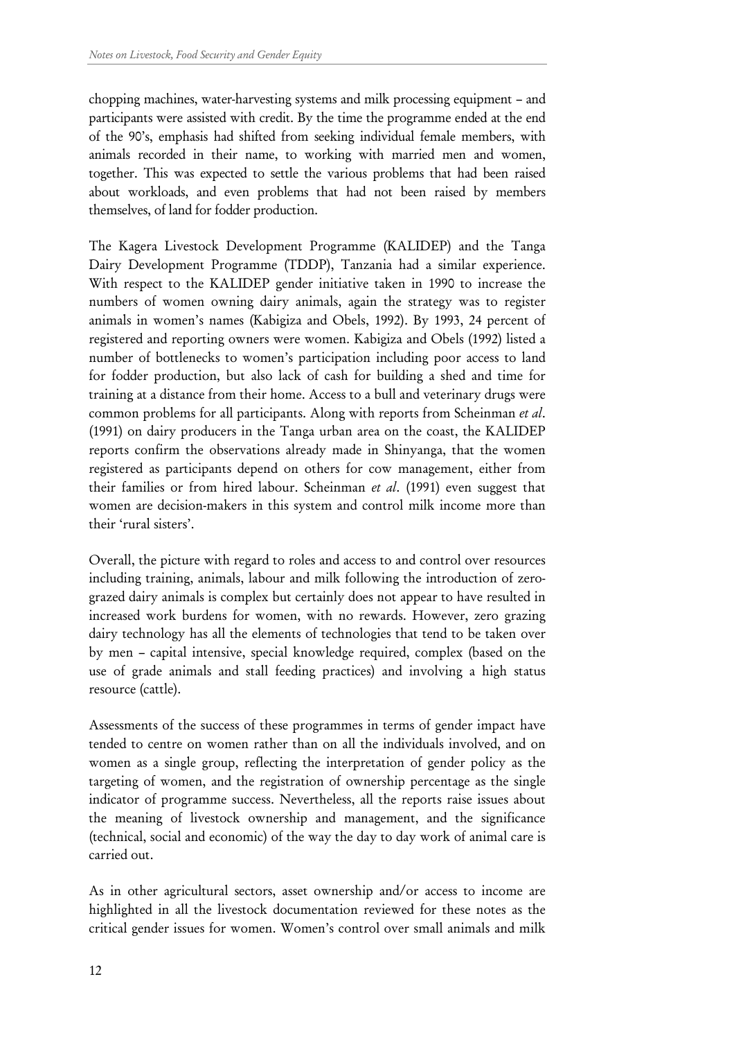chopping machines, water-harvesting systems and milk processing equipment – and participants were assisted with credit. By the time the programme ended at the end of the 90's, emphasis had shifted from seeking individual female members, with animals recorded in their name, to working with married men and women, together. This was expected to settle the various problems that had been raised about workloads, and even problems that had not been raised by members themselves, of land for fodder production.

The Kagera Livestock Development Programme (KALIDEP) and the Tanga Dairy Development Programme (TDDP), Tanzania had a similar experience. With respect to the KALIDEP gender initiative taken in 1990 to increase the numbers of women owning dairy animals, again the strategy was to register animals in women's names (Kabigiza and Obels, 1992). By 1993, 24 percent of registered and reporting owners were women. Kabigiza and Obels (1992) listed a number of bottlenecks to women's participation including poor access to land for fodder production, but also lack of cash for building a shed and time for training at a distance from their home. Access to a bull and veterinary drugs were common problems for all participants. Along with reports from Scheinman *et al*. (1991) on dairy producers in the Tanga urban area on the coast, the KALIDEP reports confirm the observations already made in Shinyanga, that the women registered as participants depend on others for cow management, either from their families or from hired labour. Scheinman *et al*. (1991) even suggest that women are decision-makers in this system and control milk income more than their 'rural sisters'.

Overall, the picture with regard to roles and access to and control over resources including training, animals, labour and milk following the introduction of zero-grazed dairy animals is complex but certainly does not appear to have resulted in increased work burdens for women, with no rewards. However, zero grazing dairy technology has all the elements of technologies that tend to be taken over by men – capital intensive, special knowledge required, complex (based on the use of grade animals and stall feeding practices) and involving a high status resource (cattle).

Assessments of the success of these programmes in terms of gender impact have tended to centre on women rather than on all the individuals involved, and on women as a single group, reflecting the interpretation of gender policy as the targeting of women, and the registration of ownership percentage as the single indicator of programme success. Nevertheless, all the reports raise issues about the meaning of livestock ownership and management, and the significance (technical, social and economic) of the way the day to day work of animal care is carried out.

As in other agricultural sectors, asset ownership and/or access to income are highlighted in all the livestock documentation reviewed for these notes as the critical gender issues for women. Women's control over small animals and milk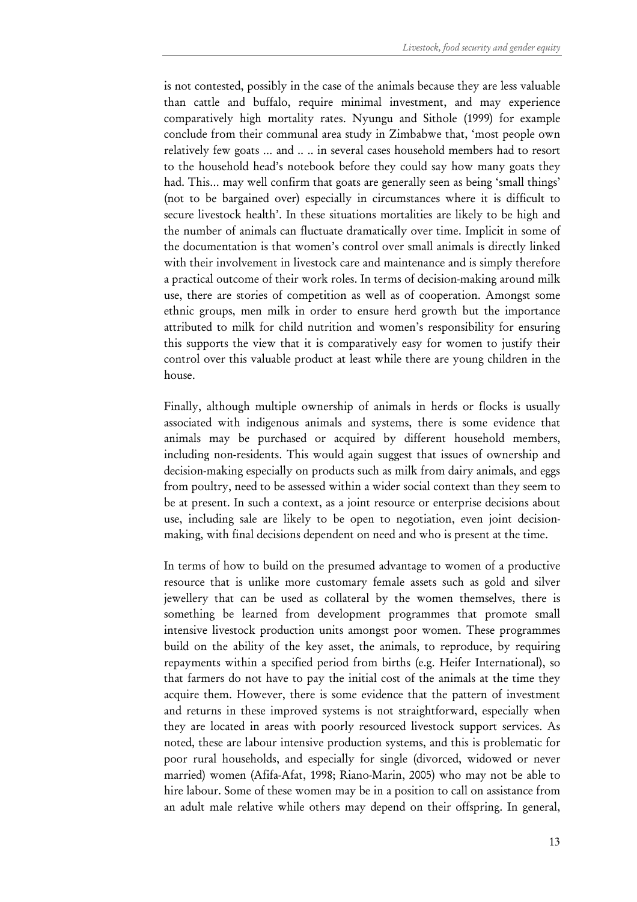is not contested, possibly in the case of the animals because they are less valuable than cattle and buffalo, require minimal investment, and may experience comparatively high mortality rates. Nyungu and Sithole (1999) for example conclude from their communal area study in Zimbabwe that, 'most people own relatively few goats ... and .. .. in several cases household members had to resort to the household head's notebook before they could say how many goats they had. This... may well confirm that goats are generally seen as being 'small things' (not to be bargained over) especially in circumstances where it is difficult to secure livestock health'. In these situations mortalities are likely to be high and the number of animals can fluctuate dramatically over time. Implicit in some of the documentation is that women's control over small animals is directly linked with their involvement in livestock care and maintenance and is simply therefore a practical outcome of their work roles. In terms of decision-making around milk use, there are stories of competition as well as of cooperation. Amongst some ethnic groups, men milk in order to ensure herd growth but the importance attributed to milk for child nutrition and women's responsibility for ensuring this supports the view that it is comparatively easy for women to justify their control over this valuable product at least while there are young children in the house.

Finally, although multiple ownership of animals in herds or flocks is usually associated with indigenous animals and systems, there is some evidence that animals may be purchased or acquired by different household members, including non-residents. This would again suggest that issues of ownership and decision-making especially on products such as milk from dairy animals, and eggs from poultry, need to be assessed within a wider social context than they seem to be at present. In such a context, as a joint resource or enterprise decisions about use, including sale are likely to be open to negotiation, even joint decision-making, with final decisions dependent on need and who is present at the time.

In terms of how to build on the presumed advantage to women of a productive resource that is unlike more customary female assets such as gold and silver jewellery that can be used as collateral by the women themselves, there is something be learned from development programmes that promote small intensive livestock production units amongst poor women. These programmes build on the ability of the key asset, the animals, to reproduce, by requiring repayments within a specified period from births (e.g. Heifer International), so that farmers do not have to pay the initial cost of the animals at the time they acquire them. However, there is some evidence that the pattern of investment and returns in these improved systems is not straightforward, especially when they are located in areas with poorly resourced livestock support services. As noted, these are labour intensive production systems, and this is problematic for poor rural households, and especially for single (divorced, widowed or never married) women (Afifa-Afat, 1998; Riano-Marin, 2005) who may not be able to hire labour. Some of these women may be in a position to call on assistance from an adult male relative while others may depend on their offspring. In general,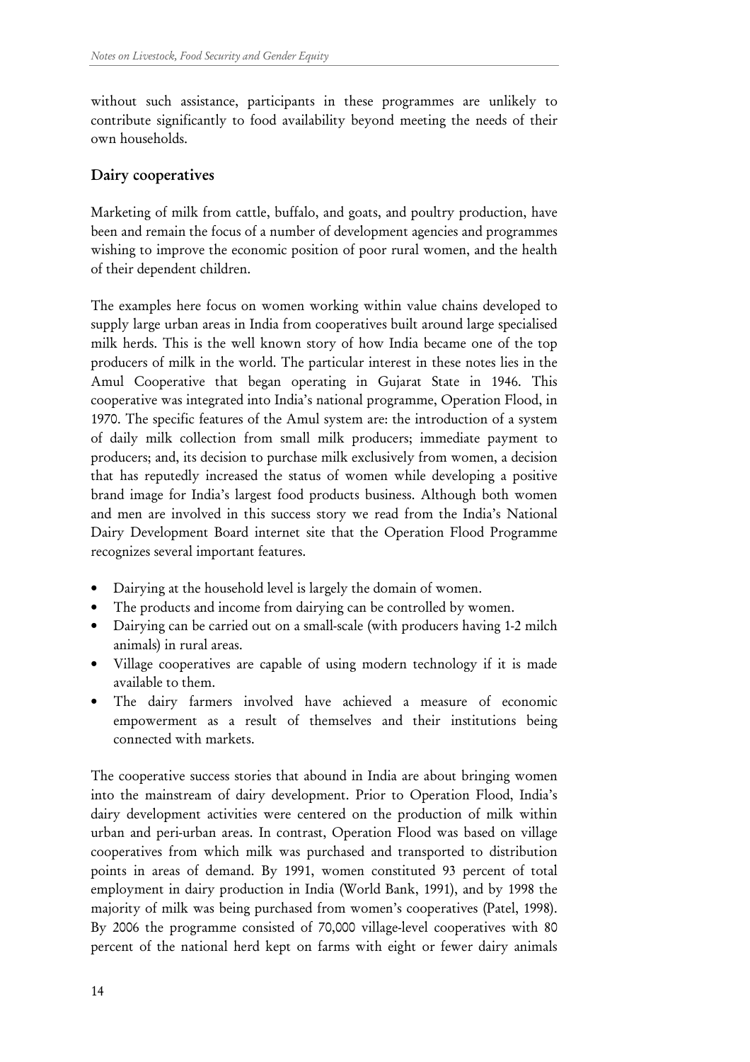without such assistance, participants in these programmes are unlikely to contribute significantly to food availability beyond meeting the needs of their own households.

## Dairy cooperatives

Marketing of milk from cattle, buffalo, and goats, and poultry production, have been and remain the focus of a number of development agencies and programmes wishing to improve the economic position of poor rural women, and the health of their dependent children.

The examples here focus on women working within value chains developed to supply large urban areas in India from cooperatives built around large specialised milk herds. This is the well known story of how India became one of the top producers of milk in the world. The particular interest in these notes lies in the Amul Cooperative that began operating in Gujarat State in 1946. This cooperative was integrated into India's national programme, Operation Flood, in 1970. The specific features of the Amul system are: the introduction of a system of daily milk collection from small milk producers; immediate payment to producers; and, its decision to purchase milk exclusively from women, a decision that has reputedly increased the status of women while developing a positive brand image for India's largest food products business. Although both women and men are involved in this success story we read from the India's National Dairy Development Board internet site that the Operation Flood Programme recognizes several important features.

- Dairying at the household level is largely the domain of women.
- The products and income from dairying can be controlled by women.
- Dairying can be carried out on a small-scale (with producers having 1-2 milch animals) in rural areas.
- Village cooperatives are capable of using modern technology if it is made available to them.
- The dairy farmers involved have achieved a measure of economic empowerment as a result of themselves and their institutions being connected with markets.

The cooperative success stories that abound in India are about bringing women into the mainstream of dairy development. Prior to Operation Flood, India's dairy development activities were centered on the production of milk within urban and peri-urban areas. In contrast, Operation Flood was based on village cooperatives from which milk was purchased and transported to distribution points in areas of demand. By 1991, women constituted 93 percent of total employment in dairy production in India (World Bank, 1991), and by 1998 the majority of milk was being purchased from women's cooperatives (Patel, 1998). By 2006 the programme consisted of 70,000 village-level cooperatives with 80 percent of the national herd kept on farms with eight or fewer dairy animals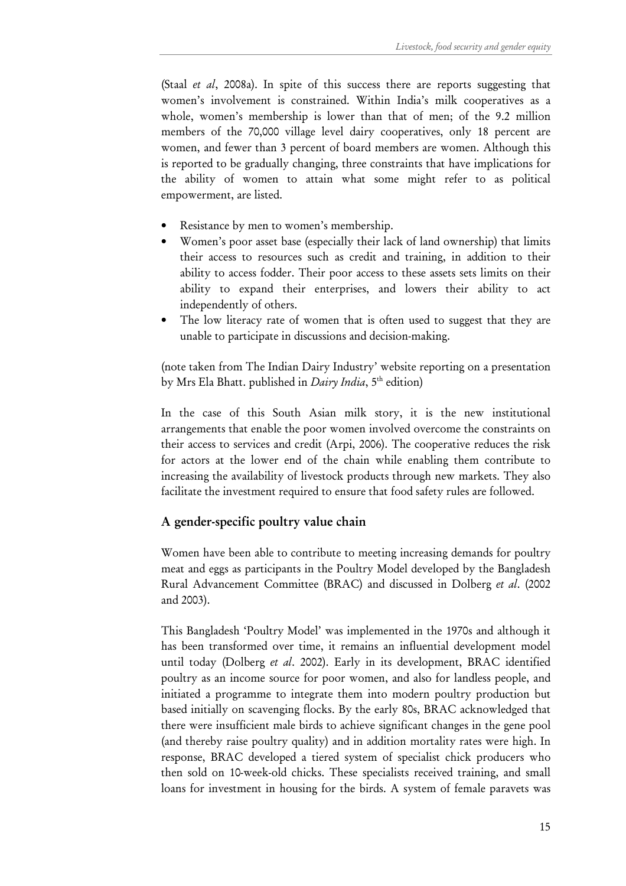(Staal *et al*, 2008a). In spite of this success there are reports suggesting that women's involvement is constrained. Within India's milk cooperatives as a whole, women's membership is lower than that of men; of the 9.2 million members of the 70,000 village level dairy cooperatives, only 18 percent are women, and fewer than 3 percent of board members are women. Although this is reported to be gradually changing, three constraints that have implications for the ability of women to attain what some might refer to as political empowerment, are listed.

- Resistance by men to women's membership.
- Women's poor asset base (especially their lack of land ownership) that limits their access to resources such as credit and training, in addition to their ability to access fodder. Their poor access to these assets sets limits on their ability to expand their enterprises, and lowers their ability to act independently of others.
- The low literacy rate of women that is often used to suggest that they are unable to participate in discussions and decision-making.

(note taken from The Indian Dairy Industry' website reporting on a presentation by Mrs Ela Bhatt. published in *Dairy India*, 5th edition)

In the case of this South Asian milk story, it is the new institutional arrangements that enable the poor women involved overcome the constraints on their access to services and credit (Arpi, 2006). The cooperative reduces the risk for actors at the lower end of the chain while enabling them contribute to increasing the availability of livestock products through new markets. They also facilitate the investment required to ensure that food safety rules are followed.

## A gender-specific poultry value chain

Women have been able to contribute to meeting increasing demands for poultry meat and eggs as participants in the Poultry Model developed by the Bangladesh Rural Advancement Committee (BRAC) and discussed in Dolberg *et al*. (2002 and 2003).

This Bangladesh 'Poultry Model' was implemented in the 1970s and although it has been transformed over time, it remains an influential development model until today (Dolberg *et al*. 2002). Early in its development, BRAC identified poultry as an income source for poor women, and also for landless people, and initiated a programme to integrate them into modern poultry production but based initially on scavenging flocks. By the early 80s, BRAC acknowledged that there were insufficient male birds to achieve significant changes in the gene pool (and thereby raise poultry quality) and in addition mortality rates were high. In response, BRAC developed a tiered system of specialist chick producers who then sold on 10-week-old chicks. These specialists received training, and small loans for investment in housing for the birds. A system of female paravets was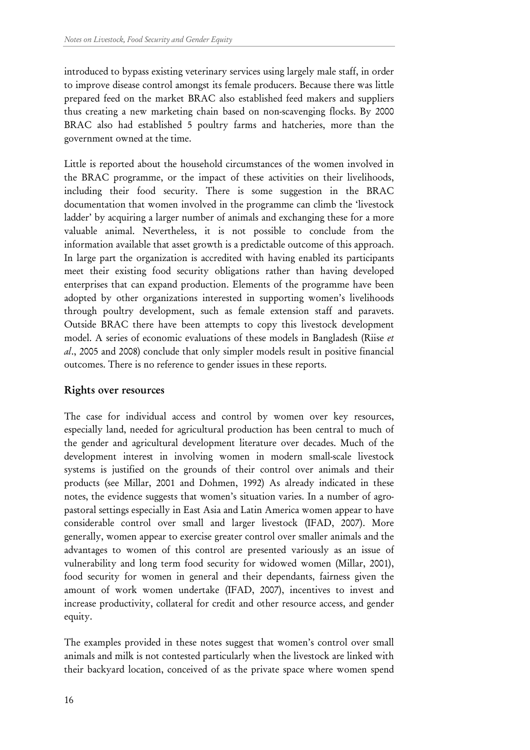introduced to bypass existing veterinary services using largely male staff, in order to improve disease control amongst its female producers. Because there was little prepared feed on the market BRAC also established feed makers and suppliers thus creating a new marketing chain based on non-scavenging flocks. By 2000 BRAC also had established 5 poultry farms and hatcheries, more than the government owned at the time.

Little is reported about the household circumstances of the women involved in the BRAC programme, or the impact of these activities on their livelihoods, including their food security. There is some suggestion in the BRAC documentation that women involved in the programme can climb the 'livestock ladder' by acquiring a larger number of animals and exchanging these for a more valuable animal. Nevertheless, it is not possible to conclude from the information available that asset growth is a predictable outcome of this approach. In large part the organization is accredited with having enabled its participants meet their existing food security obligations rather than having developed enterprises that can expand production. Elements of the programme have been adopted by other organizations interested in supporting women's livelihoods through poultry development, such as female extension staff and paravets. Outside BRAC there have been attempts to copy this livestock development model. A series of economic evaluations of these models in Bangladesh (Riise *et al*., 2005 and 2008) conclude that only simpler models result in positive financial outcomes. There is no reference to gender issues in these reports.

## Rights over resources

The case for individual access and control by women over key resources, especially land, needed for agricultural production has been central to much of the gender and agricultural development literature over decades. Much of the development interest in involving women in modern small-scale livestock systems is justified on the grounds of their control over animals and their products (see Millar, 2001 and Dohmen, 1992) As already indicated in these notes, the evidence suggests that women's situation varies. In a number of agro-pastoral settings especially in East Asia and Latin America women appear to have considerable control over small and larger livestock (IFAD, 2007). More generally, women appear to exercise greater control over smaller animals and the advantages to women of this control are presented variously as an issue of vulnerability and long term food security for widowed women (Millar, 2001), food security for women in general and their dependants, fairness given the amount of work women undertake (IFAD, 2007), incentives to invest and increase productivity, collateral for credit and other resource access, and gender equity.

The examples provided in these notes suggest that women's control over small animals and milk is not contested particularly when the livestock are linked with their backyard location, conceived of as the private space where women spend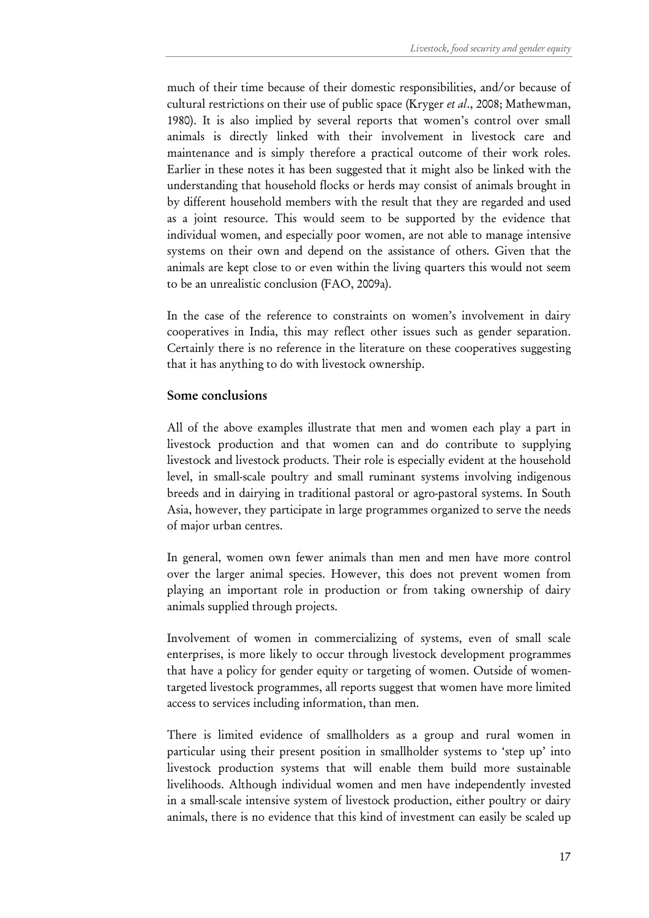much of their time because of their domestic responsibilities, and/or because of cultural restrictions on their use of public space (Kryger *et al*., 2008; Mathewman, 1980). It is also implied by several reports that women's control over small animals is directly linked with their involvement in livestock care and maintenance and is simply therefore a practical outcome of their work roles. Earlier in these notes it has been suggested that it might also be linked with the understanding that household flocks or herds may consist of animals brought in by different household members with the result that they are regarded and used as a joint resource. This would seem to be supported by the evidence that individual women, and especially poor women, are not able to manage intensive systems on their own and depend on the assistance of others. Given that the animals are kept close to or even within the living quarters this would not seem to be an unrealistic conclusion (FAO, 2009a).

In the case of the reference to constraints on women's involvement in dairy cooperatives in India, this may reflect other issues such as gender separation. Certainly there is no reference in the literature on these cooperatives suggesting that it has anything to do with livestock ownership.

## Some conclusions

All of the above examples illustrate that men and women each play a part in livestock production and that women can and do contribute to supplying livestock and livestock products. Their role is especially evident at the household level, in small-scale poultry and small ruminant systems involving indigenous breeds and in dairying in traditional pastoral or agro-pastoral systems. In South Asia, however, they participate in large programmes organized to serve the needs of major urban centres.

In general, women own fewer animals than men and men have more control over the larger animal species. However, this does not prevent women from playing an important role in production or from taking ownership of dairy animals supplied through projects.

Involvement of women in commercializing of systems, even of small scale enterprises, is more likely to occur through livestock development programmes that have a policy for gender equity or targeting of women. Outside of women-targeted livestock programmes, all reports suggest that women have more limited access to services including information, than men.

There is limited evidence of smallholders as a group and rural women in particular using their present position in smallholder systems to 'step up' into livestock production systems that will enable them build more sustainable livelihoods. Although individual women and men have independently invested in a small-scale intensive system of livestock production, either poultry or dairy animals, there is no evidence that this kind of investment can easily be scaled up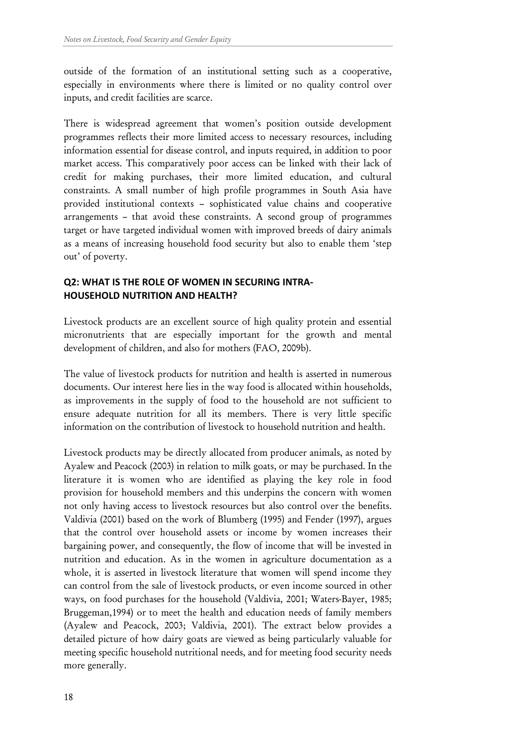outside of the formation of an institutional setting such as a cooperative, especially in environments where there is limited or no quality control over inputs, and credit facilities are scarce.

There is widespread agreement that women's position outside development programmes reflects their more limited access to necessary resources, including information essential for disease control, and inputs required, in addition to poor market access. This comparatively poor access can be linked with their lack of credit for making purchases, their more limited education, and cultural constraints. A small number of high profile programmes in South Asia have provided institutional contexts – sophisticated value chains and cooperative arrangements – that avoid these constraints. A second group of programmes target or have targeted individual women with improved breeds of dairy animals as a means of increasing household food security but also to enable them 'step out' of poverty.

## Q2: WHAT IS THE ROLE OF WOMEN IN SECURING INTRA-HOUSEHOLD NUTRITION AND HEALTH?

Livestock products are an excellent source of high quality protein and essential micronutrients that are especially important for the growth and mental development of children, and also for mothers (FAO, 2009b).

The value of livestock products for nutrition and health is asserted in numerous documents. Our interest here lies in the way food is allocated within households, as improvements in the supply of food to the household are not sufficient to ensure adequate nutrition for all its members. There is very little specific information on the contribution of livestock to household nutrition and health.

Livestock products may be directly allocated from producer animals, as noted by Ayalew and Peacock (2003) in relation to milk goats, or may be purchased. In the literature it is women who are identified as playing the key role in food provision for household members and this underpins the concern with women not only having access to livestock resources but also control over the benefits. Valdivia (2001) based on the work of Blumberg (1995) and Fender (1997), argues that the control over household assets or income by women increases their bargaining power, and consequently, the flow of income that will be invested in nutrition and education. As in the women in agriculture documentation as a whole, it is asserted in livestock literature that women will spend income they can control from the sale of livestock products, or even income sourced in other ways, on food purchases for the household (Valdivia, 2001; Waters-Bayer, 1985; Bruggeman,1994) or to meet the health and education needs of family members (Ayalew and Peacock, 2003; Valdivia, 2001). The extract below provides a detailed picture of how dairy goats are viewed as being particularly valuable for meeting specific household nutritional needs, and for meeting food security needs more generally.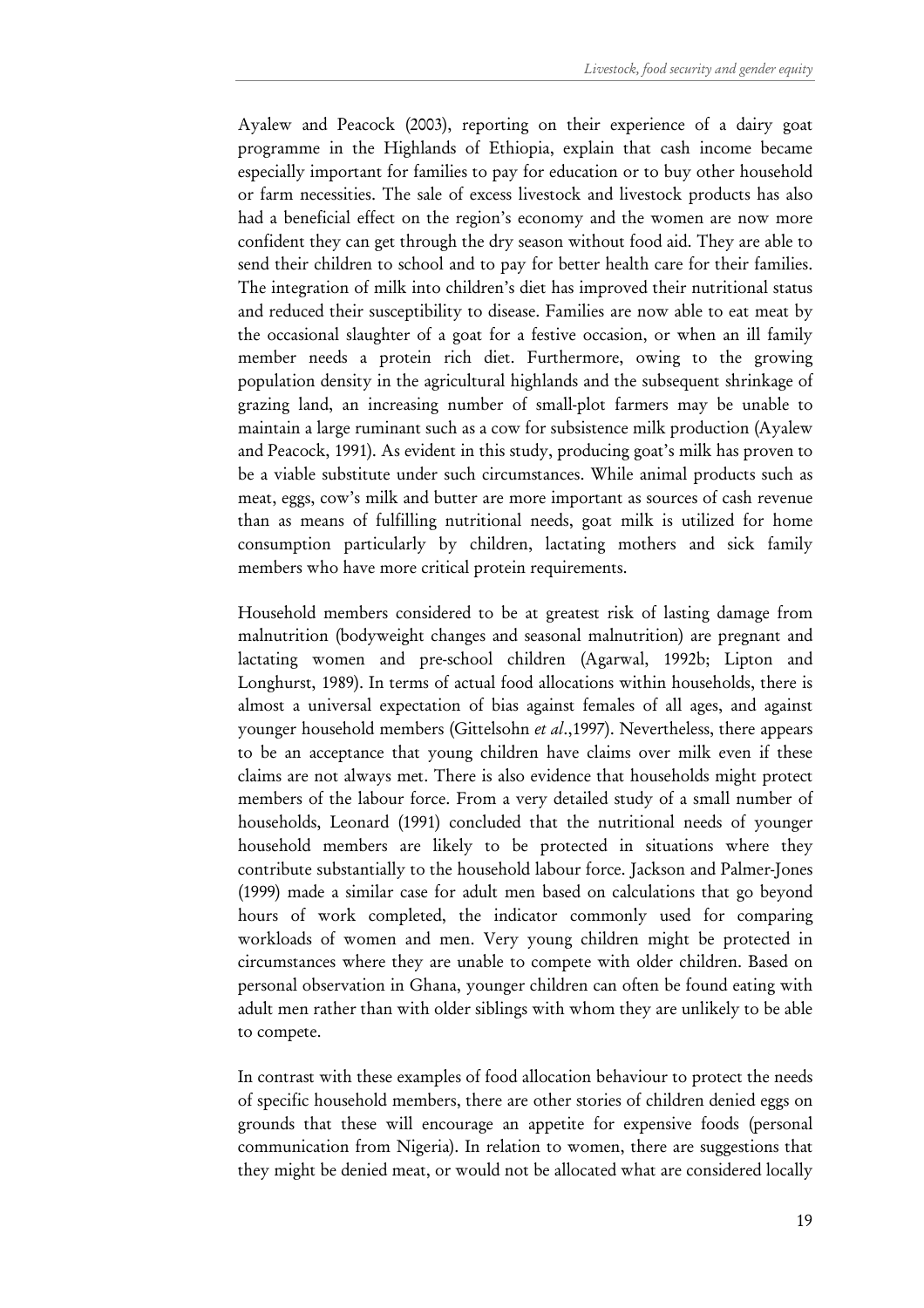Ayalew and Peacock (2003), reporting on their experience of a dairy goat programme in the Highlands of Ethiopia, explain that cash income became especially important for families to pay for education or to buy other household or farm necessities. The sale of excess livestock and livestock products has also had a beneficial effect on the region's economy and the women are now more confident they can get through the dry season without food aid. They are able to send their children to school and to pay for better health care for their families. The integration of milk into children's diet has improved their nutritional status and reduced their susceptibility to disease. Families are now able to eat meat by the occasional slaughter of a goat for a festive occasion, or when an ill family member needs a protein rich diet. Furthermore, owing to the growing population density in the agricultural highlands and the subsequent shrinkage of grazing land, an increasing number of small-plot farmers may be unable to maintain a large ruminant such as a cow for subsistence milk production (Ayalew and Peacock, 1991). As evident in this study, producing goat's milk has proven to be a viable substitute under such circumstances. While animal products such as meat, eggs, cow's milk and butter are more important as sources of cash revenue than as means of fulfilling nutritional needs, goat milk is utilized for home consumption particularly by children, lactating mothers and sick family members who have more critical protein requirements.

Household members considered to be at greatest risk of lasting damage from malnutrition (bodyweight changes and seasonal malnutrition) are pregnant and lactating women and pre-school children (Agarwal, 1992b; Lipton and Longhurst, 1989). In terms of actual food allocations within households, there is almost a universal expectation of bias against females of all ages, and against younger household members (Gittelsohn *et al*.,1997). Nevertheless, there appears to be an acceptance that young children have claims over milk even if these claims are not always met. There is also evidence that households might protect members of the labour force. From a very detailed study of a small number of households, Leonard (1991) concluded that the nutritional needs of younger household members are likely to be protected in situations where they contribute substantially to the household labour force. Jackson and Palmer-Jones (1999) made a similar case for adult men based on calculations that go beyond hours of work completed, the indicator commonly used for comparing workloads of women and men. Very young children might be protected in circumstances where they are unable to compete with older children. Based on personal observation in Ghana, younger children can often be found eating with adult men rather than with older siblings with whom they are unlikely to be able to compete.

In contrast with these examples of food allocation behaviour to protect the needs of specific household members, there are other stories of children denied eggs on grounds that these will encourage an appetite for expensive foods (personal communication from Nigeria). In relation to women, there are suggestions that they might be denied meat, or would not be allocated what are considered locally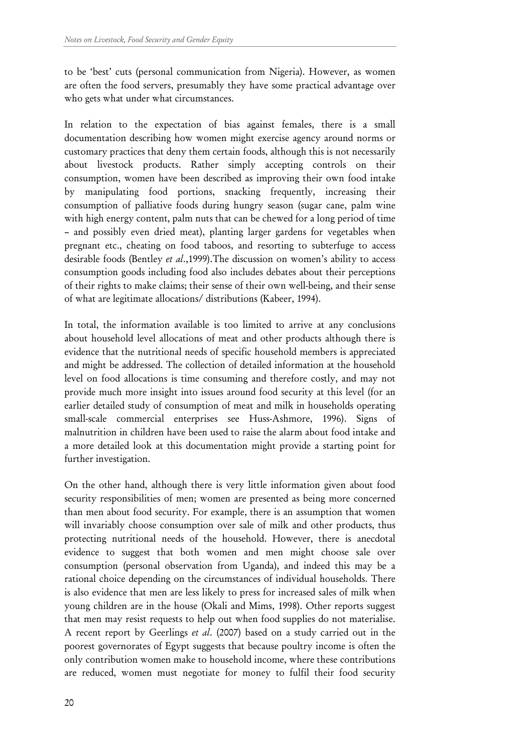to be 'best' cuts (personal communication from Nigeria). However, as women are often the food servers, presumably they have some practical advantage over who gets what under what circumstances.

In relation to the expectation of bias against females, there is a small documentation describing how women might exercise agency around norms or customary practices that deny them certain foods, although this is not necessarily about livestock products. Rather simply accepting controls on their consumption, women have been described as improving their own food intake by manipulating food portions, snacking frequently, increasing their consumption of palliative foods during hungry season (sugar cane, palm wine with high energy content, palm nuts that can be chewed for a long period of time – and possibly even dried meat), planting larger gardens for vegetables when pregnant etc., cheating on food taboos, and resorting to subterfuge to access desirable foods (Bentley *et al*.,1999).The discussion on women's ability to access consumption goods including food also includes debates about their perceptions of their rights to make claims; their sense of their own well-being, and their sense of what are legitimate allocations/ distributions (Kabeer, 1994).

In total, the information available is too limited to arrive at any conclusions about household level allocations of meat and other products although there is evidence that the nutritional needs of specific household members is appreciated and might be addressed. The collection of detailed information at the household level on food allocations is time consuming and therefore costly, and may not provide much more insight into issues around food security at this level (for an earlier detailed study of consumption of meat and milk in households operating small-scale commercial enterprises see Huss-Ashmore, 1996). Signs of malnutrition in children have been used to raise the alarm about food intake and a more detailed look at this documentation might provide a starting point for further investigation.

On the other hand, although there is very little information given about food security responsibilities of men; women are presented as being more concerned than men about food security. For example, there is an assumption that women will invariably choose consumption over sale of milk and other products, thus protecting nutritional needs of the household. However, there is anecdotal evidence to suggest that both women and men might choose sale over consumption (personal observation from Uganda), and indeed this may be a rational choice depending on the circumstances of individual households. There is also evidence that men are less likely to press for increased sales of milk when young children are in the house (Okali and Mims, 1998). Other reports suggest that men may resist requests to help out when food supplies do not materialise. A recent report by Geerlings *et al*. (2007) based on a study carried out in the poorest governorates of Egypt suggests that because poultry income is often the only contribution women make to household income, where these contributions are reduced, women must negotiate for money to fulfil their food security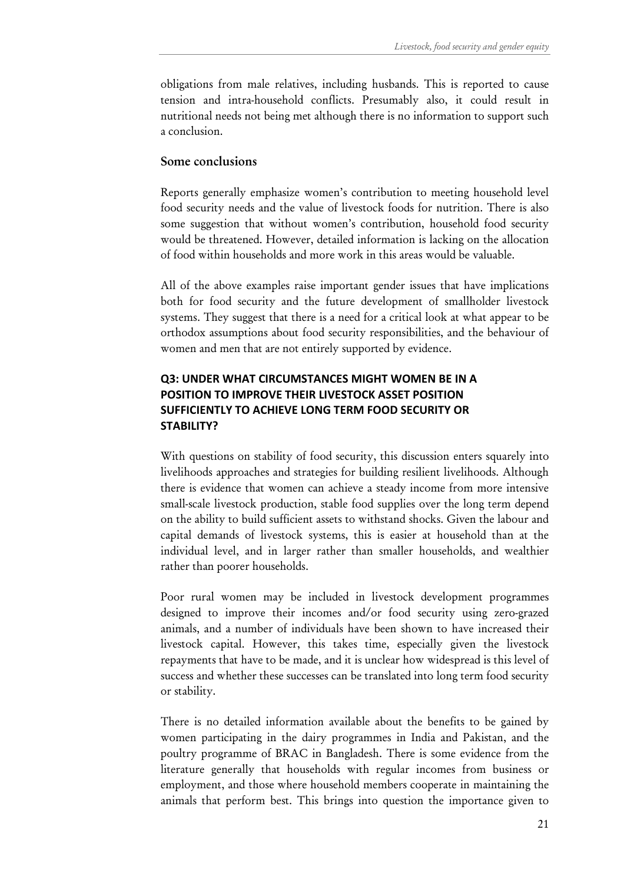obligations from male relatives, including husbands. This is reported to cause tension and intra-household conflicts. Presumably also, it could result in nutritional needs not being met although there is no information to support such a conclusion.

### Some conclusions

Reports generally emphasize women's contribution to meeting household level food security needs and the value of livestock foods for nutrition. There is also some suggestion that without women's contribution, household food security would be threatened. However, detailed information is lacking on the allocation of food within households and more work in this areas would be valuable.

All of the above examples raise important gender issues that have implications both for food security and the future development of smallholder livestock systems. They suggest that there is a need for a critical look at what appear to be orthodox assumptions about food security responsibilities, and the behaviour of women and men that are not entirely supported by evidence.

## Q3: UNDER WHAT CIRCUMSTANCES MIGHT WOMEN BE IN A POSITION TO IMPROVE THEIR LIVESTOCK ASSET POSITION SUFFICIENTLY TO ACHIEVE LONG TERM FOOD SECURITY OR STABILITY?

With questions on stability of food security, this discussion enters squarely into livelihoods approaches and strategies for building resilient livelihoods. Although there is evidence that women can achieve a steady income from more intensive small-scale livestock production, stable food supplies over the long term depend on the ability to build sufficient assets to withstand shocks. Given the labour and capital demands of livestock systems, this is easier at household than at the individual level, and in larger rather than smaller households, and wealthier rather than poorer households.

Poor rural women may be included in livestock development programmes designed to improve their incomes and/or food security using zero-grazed animals, and a number of individuals have been shown to have increased their livestock capital. However, this takes time, especially given the livestock repayments that have to be made, and it is unclear how widespread is this level of success and whether these successes can be translated into long term food security or stability.

There is no detailed information available about the benefits to be gained by women participating in the dairy programmes in India and Pakistan, and the poultry programme of BRAC in Bangladesh. There is some evidence from the literature generally that households with regular incomes from business or employment, and those where household members cooperate in maintaining the animals that perform best. This brings into question the importance given to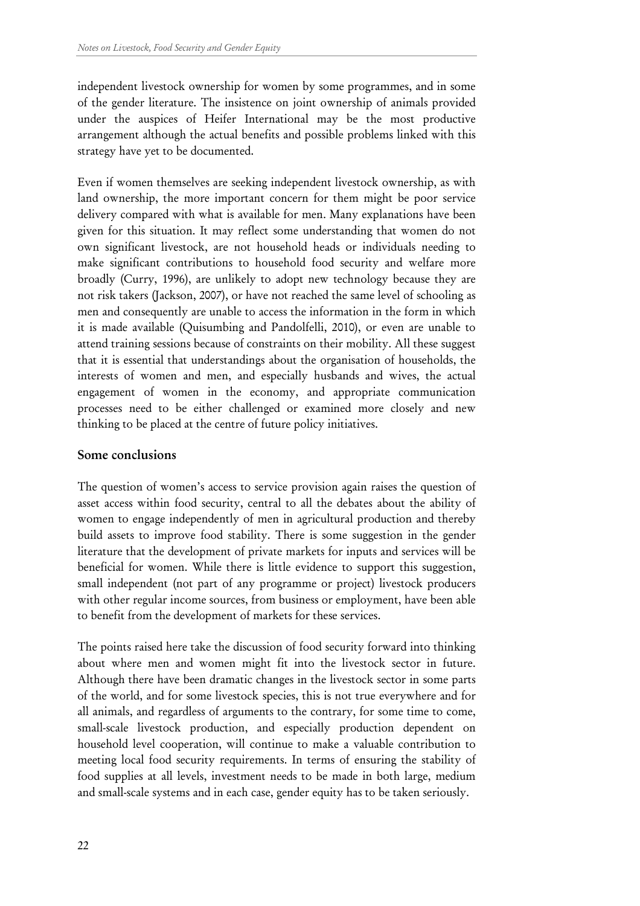independent livestock ownership for women by some programmes, and in some of the gender literature. The insistence on joint ownership of animals provided under the auspices of Heifer International may be the most productive arrangement although the actual benefits and possible problems linked with this strategy have yet to be documented.

Even if women themselves are seeking independent livestock ownership, as with land ownership, the more important concern for them might be poor service delivery compared with what is available for men. Many explanations have been given for this situation. It may reflect some understanding that women do not own significant livestock, are not household heads or individuals needing to make significant contributions to household food security and welfare more broadly (Curry, 1996), are unlikely to adopt new technology because they are not risk takers (Jackson, 2007), or have not reached the same level of schooling as men and consequently are unable to access the information in the form in which it is made available (Quisumbing and Pandolfelli, 2010), or even are unable to attend training sessions because of constraints on their mobility. All these suggest that it is essential that understandings about the organisation of households, the interests of women and men, and especially husbands and wives, the actual engagement of women in the economy, and appropriate communication processes need to be either challenged or examined more closely and new thinking to be placed at the centre of future policy initiatives.

## Some conclusions

The question of women's access to service provision again raises the question of asset access within food security, central to all the debates about the ability of women to engage independently of men in agricultural production and thereby build assets to improve food stability. There is some suggestion in the gender literature that the development of private markets for inputs and services will be beneficial for women. While there is little evidence to support this suggestion, small independent (not part of any programme or project) livestock producers with other regular income sources, from business or employment, have been able to benefit from the development of markets for these services.

The points raised here take the discussion of food security forward into thinking about where men and women might fit into the livestock sector in future. Although there have been dramatic changes in the livestock sector in some parts of the world, and for some livestock species, this is not true everywhere and for all animals, and regardless of arguments to the contrary, for some time to come, small-scale livestock production, and especially production dependent on household level cooperation, will continue to make a valuable contribution to meeting local food security requirements. In terms of ensuring the stability of food supplies at all levels, investment needs to be made in both large, medium and small-scale systems and in each case, gender equity has to be taken seriously.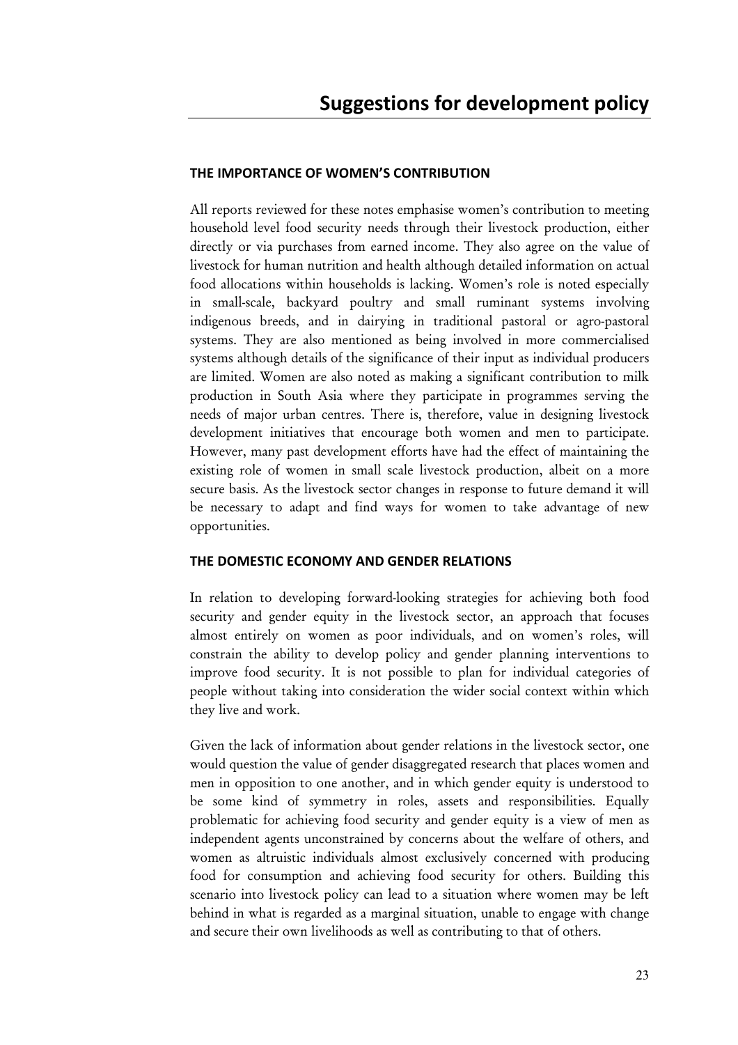# Suggestions for development policy

## THE IMPORTANCE OF WOMEN'S CONTRIBUTION

All reports reviewed for these notes emphasise women's contribution to meeting household level food security needs through their livestock production, either directly or via purchases from earned income. They also agree on the value of livestock for human nutrition and health although detailed information on actual food allocations within households is lacking. Women's role is noted especially in small-scale, backyard poultry and small ruminant systems involving indigenous breeds, and in dairying in traditional pastoral or agro-pastoral systems. They are also mentioned as being involved in more commercialised systems although details of the significance of their input as individual producers are limited. Women are also noted as making a significant contribution to milk production in South Asia where they participate in programmes serving the needs of major urban centres. There is, therefore, value in designing livestock development initiatives that encourage both women and men to participate. However, many past development efforts have had the effect of maintaining the existing role of women in small scale livestock production, albeit on a more secure basis. As the livestock sector changes in response to future demand it will be necessary to adapt and find ways for women to take advantage of new opportunities.

## THE DOMESTIC ECONOMY AND GENDER RELATIONS

In relation to developing forward-looking strategies for achieving both food security and gender equity in the livestock sector, an approach that focuses almost entirely on women as poor individuals, and on women's roles, will constrain the ability to develop policy and gender planning interventions to improve food security. It is not possible to plan for individual categories of people without taking into consideration the wider social context within which they live and work.

Given the lack of information about gender relations in the livestock sector, one would question the value of gender disaggregated research that places women and men in opposition to one another, and in which gender equity is understood to be some kind of symmetry in roles, assets and responsibilities. Equally problematic for achieving food security and gender equity is a view of men as independent agents unconstrained by concerns about the welfare of others, and women as altruistic individuals almost exclusively concerned with producing food for consumption and achieving food security for others. Building this scenario into livestock policy can lead to a situation where women may be left behind in what is regarded as a marginal situation, unable to engage with change and secure their own livelihoods as well as contributing to that of others.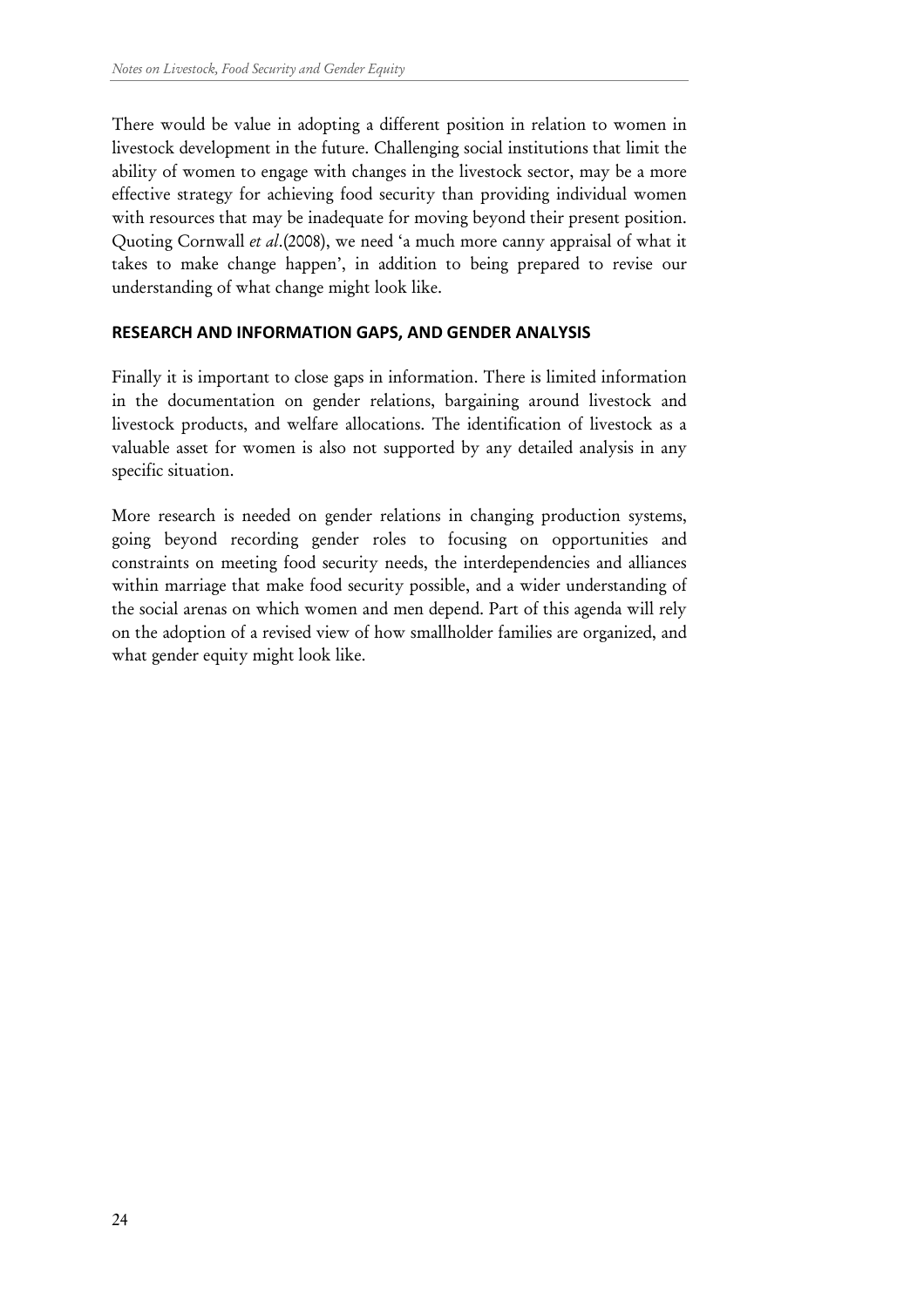There would be value in adopting a different position in relation to women in livestock development in the future. Challenging social institutions that limit the ability of women to engage with changes in the livestock sector, may be a more effective strategy for achieving food security than providing individual women with resources that may be inadequate for moving beyond their present position. Quoting Cornwall *et al*.(2008), we need 'a much more canny appraisal of what it takes to make change happen', in addition to being prepared to revise our understanding of what change might look like.

## RESEARCH AND INFORMATION GAPS, AND GENDER ANALYSIS

Finally it is important to close gaps in information. There is limited information in the documentation on gender relations, bargaining around livestock and livestock products, and welfare allocations. The identification of livestock as a valuable asset for women is also not supported by any detailed analysis in any specific situation.

More research is needed on gender relations in changing production systems, going beyond recording gender roles to focusing on opportunities and constraints on meeting food security needs, the interdependencies and alliances within marriage that make food security possible, and a wider understanding of the social arenas on which women and men depend. Part of this agenda will rely on the adoption of a revised view of how smallholder families are organized, and what gender equity might look like.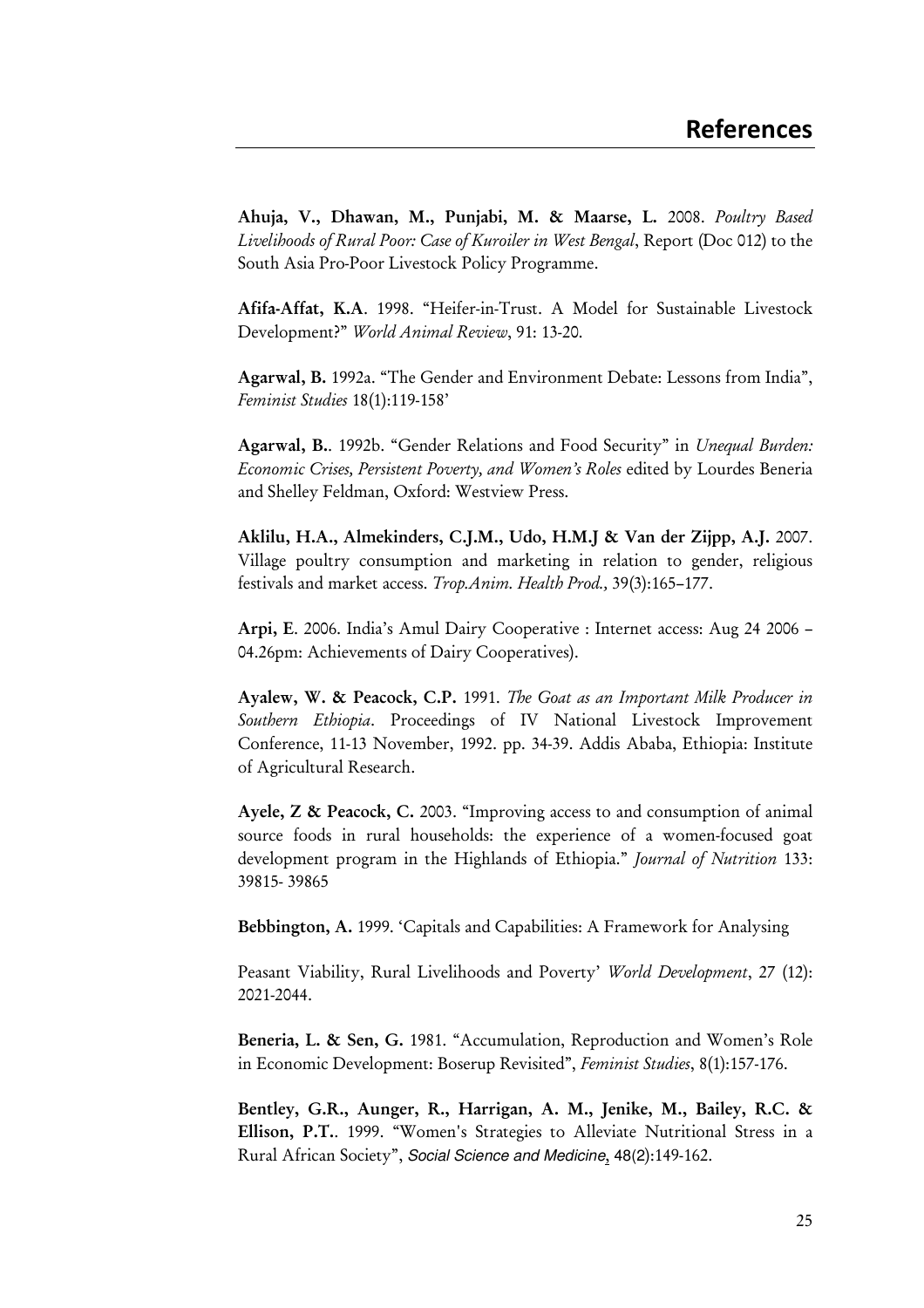# References

**Ahuja, V., Dhawan, M., Punjabi, M. & Maarse, L.** 2008. *Poultry Based Livelihoods of Rural Poor: Case of Kuroiler in West Bengal*, Report (Doc 012) to the South Asia Pro-Poor Livestock Policy Programme.

**Afifa-Affat, K.A**. 1998. "Heifer-in-Trust. A Model for Sustainable Livestock Development?" *World Animal Review*, 91: 13-20.

**Agarwal, B.** 1992a. "The Gender and Environment Debate: Lessons from India", *Feminist Studies* 18(1):119-158'

**Agarwal, B.**. 1992b. "Gender Relations and Food Security" in *Unequal Burden: Economic Crises, Persistent Poverty, and Women's Roles* edited by Lourdes Beneria and Shelley Feldman, Oxford: Westview Press.

**Aklilu, H.A., Almekinders, C.J.M., Udo, H.M.J & Van der Zijpp, A.J.** 2007. Village poultry consumption and marketing in relation to gender, religious festivals and market access. *Trop.Anim. Health Prod.,* 39(3):165–177.

**Arpi, E**. 2006. India's Amul Dairy Cooperative : Internet access: Aug 24 2006 – 04.26pm: Achievements of Dairy Cooperatives).

**Ayalew, W. & Peacock, C.P.** 1991. *The Goat as an Important Milk Producer in Southern Ethiopia*. Proceedings of IV National Livestock Improvement Conference, 11-13 November, 1992. pp. 34-39. Addis Ababa, Ethiopia: Institute of Agricultural Research.

**Ayele, Z & Peacock, C.** 2003. "Improving access to and consumption of animal source foods in rural households: the experience of a women-focused goat development program in the Highlands of Ethiopia." *Journal of Nutrition* 133: 39815- 39865

**Bebbington, A.** 1999. 'Capitals and Capabilities: A Framework for Analysing

Peasant Viability, Rural Livelihoods and Poverty' *World Development*, 27 (12): 2021-2044.

**Beneria, L. & Sen, G.** 1981. "Accumulation, Reproduction and Women's Role in Economic Development: Boserup Revisited", *Feminist Studies*, 8(1):157-176.

**Bentley, G.R., Aunger, R., Harrigan, A. M., Jenike, M., Bailey, R.C. & Ellison, P.T.**. 1999. "Women's Strategies to Alleviate Nutritional Stress in a Rural African Society", *Social Science and Medicine*, 48(2):149-162.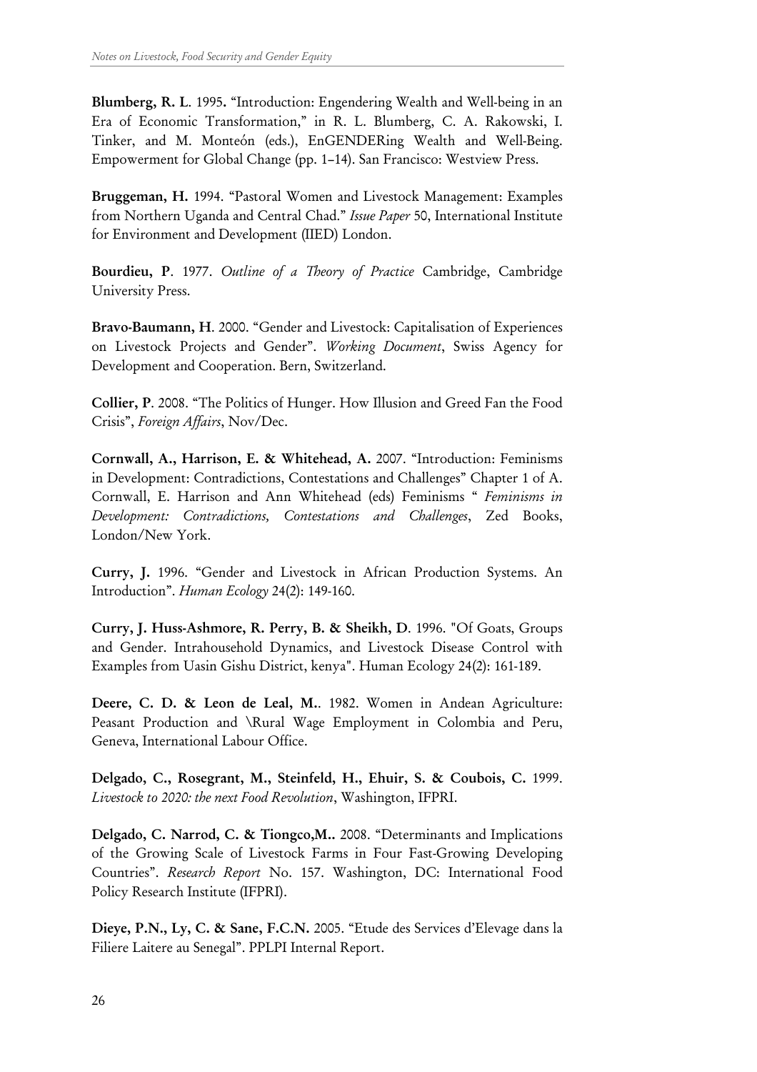**Blumberg, R. L**. 1995**.** "Introduction: Engendering Wealth and Well-being in an Era of Economic Transformation," in R. L. Blumberg, C. A. Rakowski, I. Tinker, and M. Monteón (eds.), EnGENDERing Wealth and Well-Being. Empowerment for Global Change (pp. 1–14). San Francisco: Westview Press.

**Bruggeman, H.** 1994. "Pastoral Women and Livestock Management: Examples from Northern Uganda and Central Chad." *Issue Paper* 50, International Institute for Environment and Development (IIED) London.

**Bourdieu, P**. 1977. *Outline of a Theory of Practice* Cambridge, Cambridge University Press.

**Bravo-Baumann, H**. 2000. "Gender and Livestock: Capitalisation of Experiences on Livestock Projects and Gender". *Working Document*, Swiss Agency for Development and Cooperation. Bern, Switzerland.

**Collier, P**. 2008. "The Politics of Hunger. How Illusion and Greed Fan the Food Crisis", *Foreign Affairs*, Nov/Dec.

**Cornwall, A., Harrison, E. & Whitehead, A.** 2007. "Introduction: Feminisms in Development: Contradictions, Contestations and Challenges" Chapter 1 of A. Cornwall, E. Harrison and Ann Whitehead (eds) Feminisms " *Feminisms in Development: Contradictions, Contestations and Challenges*, Zed Books, London/New York.

**Curry, J.** 1996. "Gender and Livestock in African Production Systems. An Introduction". *Human Ecology* 24(2): 149-160.

**Curry, J. Huss-Ashmore, R. Perry, B. & Sheikh, D**. 1996. "Of Goats, Groups and Gender. Intrahousehold Dynamics, and Livestock Disease Control with Examples from Uasin Gishu District, kenya". Human Ecology 24(2): 161-189.

**Deere, C. D. & Leon de Leal, M.**. 1982. Women in Andean Agriculture: Peasant Production and \Rural Wage Employment in Colombia and Peru, Geneva, International Labour Office.

**Delgado, C., Rosegrant, M., Steinfeld, H., Ehuir, S. & Coubois, C.** 1999. *Livestock to 2020: the next Food Revolution*, Washington, IFPRI.

**Delgado, C. Narrod, C. & Tiongco,M..** 2008. "Determinants and Implications of the Growing Scale of Livestock Farms in Four Fast-Growing Developing Countries". *Research Report* No. 157. Washington, DC: International Food Policy Research Institute (IFPRI).

**Dieye, P.N., Ly, C. & Sane, F.C.N.** 2005. "Etude des Services d'Elevage dans la Filiere Laitere au Senegal". PPLPI Internal Report.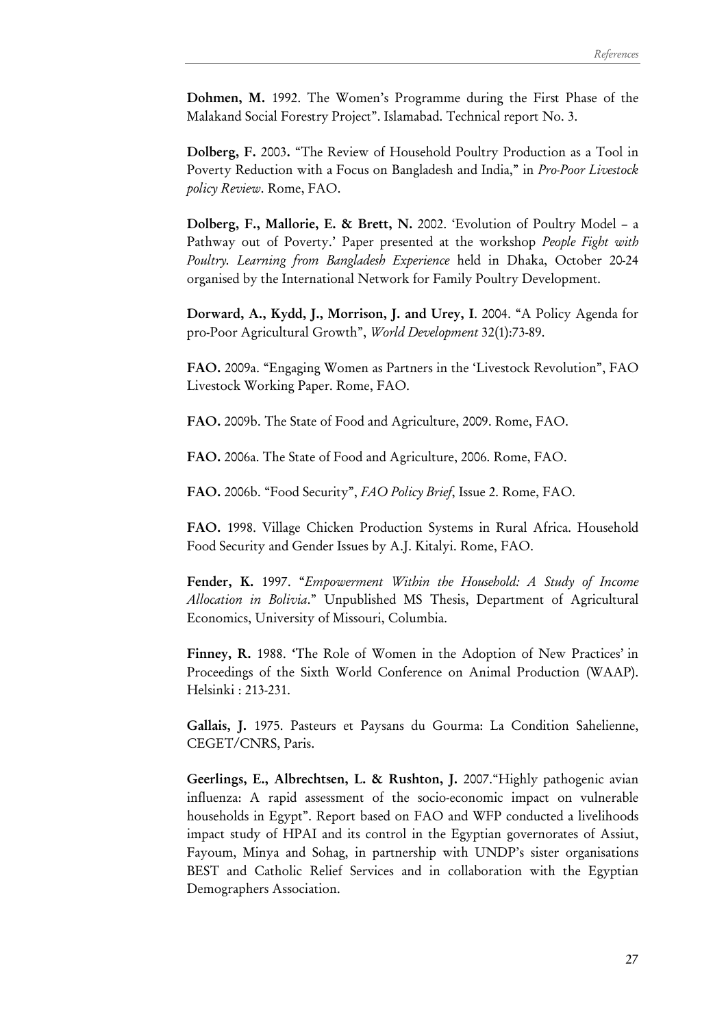**Dohmen, M.** 1992. The Women's Programme during the First Phase of the Malakand Social Forestry Project". Islamabad. Technical report No. 3.

**Dolberg, F.** 2003**.** "The Review of Household Poultry Production as a Tool in Poverty Reduction with a Focus on Bangladesh and India," in *Pro-Poor Livestock policy Review*. Rome, FAO.

**Dolberg, F., Mallorie, E. & Brett, N.** 2002. 'Evolution of Poultry Model – a Pathway out of Poverty.' Paper presented at the workshop *People Fight with Poultry. Learning from Bangladesh Experience* held in Dhaka, October 20-24 organised by the International Network for Family Poultry Development.

**Dorward, A., Kydd, J., Morrison, J. and Urey, I**. 2004. "A Policy Agenda for pro-Poor Agricultural Growth", *World Development* 32(1):73-89.

**FAO.** 2009a. "Engaging Women as Partners in the 'Livestock Revolution", FAO Livestock Working Paper. Rome, FAO.

**FAO.** 2009b. The State of Food and Agriculture, 2009. Rome, FAO.

**FAO.** 2006a. The State of Food and Agriculture, 2006. Rome, FAO.

**FAO.** 2006b. "Food Security", *FAO Policy Brief*, Issue 2. Rome, FAO.

**FAO.** 1998. Village Chicken Production Systems in Rural Africa. Household Food Security and Gender Issues by A.J. Kitalyi. Rome, FAO.

**Fender, K.** 1997. "*Empowerment Within the Household: A Study of Income Allocation in Bolivia*." Unpublished MS Thesis, Department of Agricultural Economics, University of Missouri, Columbia.

**Finney, R.** 1988. 'The Role of Women in the Adoption of New Practices' in Proceedings of the Sixth World Conference on Animal Production (WAAP). Helsinki : 213-231.

**Gallais, J.** 1975. Pasteurs et Paysans du Gourma: La Condition Sahelienne, CEGET/CNRS, Paris.

**Geerlings, E., Albrechtsen, L. & Rushton, J.** 2007."Highly pathogenic avian influenza: A rapid assessment of the socio-economic impact on vulnerable households in Egypt". Report based on FAO and WFP conducted a livelihoods impact study of HPAI and its control in the Egyptian governorates of Assiut, Fayoum, Minya and Sohag, in partnership with UNDP's sister organisations BEST and Catholic Relief Services and in collaboration with the Egyptian Demographers Association.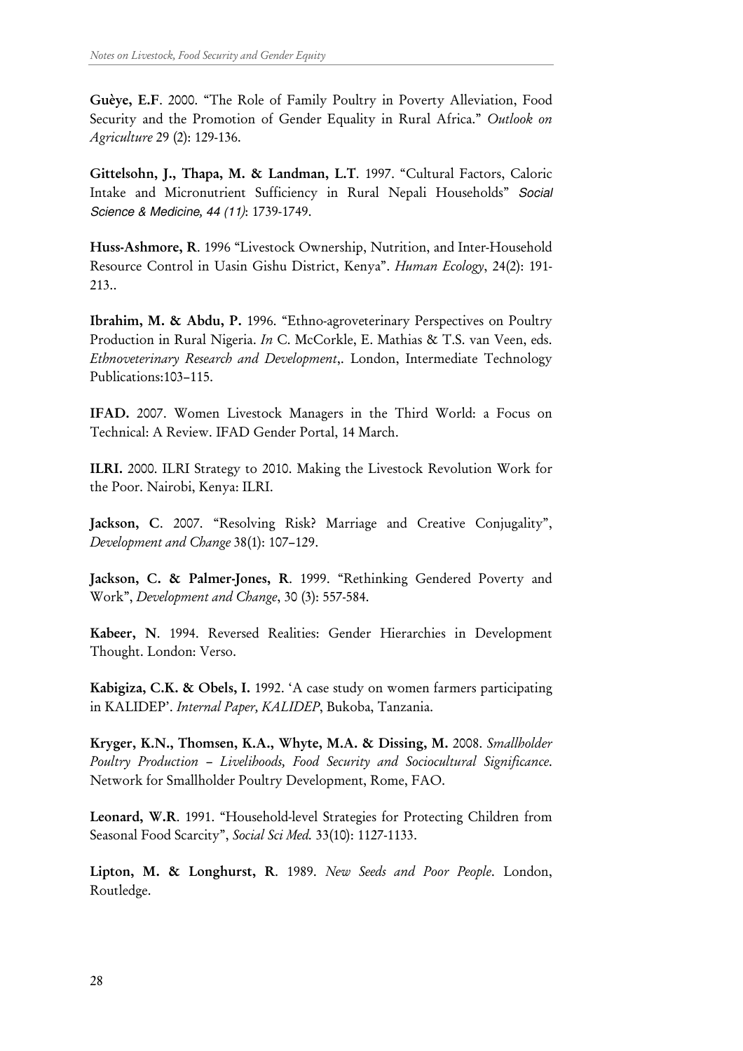**Guèye, E.F**. 2000. "The Role of Family Poultry in Poverty Alleviation, Food Security and the Promotion of Gender Equality in Rural Africa." *Outlook on Agriculture* 29 (2): 129-136.

**Gittelsohn, J., Thapa, M. & Landman, L.T**. 1997. "Cultural Factors, Caloric Intake and Micronutrient Sufficiency in Rural Nepali Households" *Social Science & Medicine, 44 (11)*: 1739-1749.

**Huss-Ashmore, R**. 1996 "Livestock Ownership, Nutrition, and Inter-Household Resource Control in Uasin Gishu District, Kenya". *Human Ecology*, 24(2): 191-213..

**Ibrahim, M. & Abdu, P.** 1996. "Ethno-agroveterinary Perspectives on Poultry Production in Rural Nigeria. *In* C. McCorkle, E. Mathias & T.S. van Veen, eds. *Ethnoveterinary Research and Development*,. London, Intermediate Technology Publications:103–115.

**IFAD.** 2007. Women Livestock Managers in the Third World: a Focus on Technical: A Review. IFAD Gender Portal, 14 March.

**ILRI.** 2000. ILRI Strategy to 2010. Making the Livestock Revolution Work for the Poor. Nairobi, Kenya: ILRI.

**Jackson, C**. 2007. "Resolving Risk? Marriage and Creative Conjugality", *Development and Change* 38(1): 107–129.

**Jackson, C. & Palmer-Jones, R**. 1999. "Rethinking Gendered Poverty and Work", *Development and Change*, 30 (3): 557-584.

**Kabeer, N**. 1994. Reversed Realities: Gender Hierarchies in Development Thought. London: Verso.

**Kabigiza, C.K. & Obels, I.** 1992. 'A case study on women farmers participating in KALIDEP'. *Internal Paper, KALIDEP*, Bukoba, Tanzania.

**Kryger, K.N., Thomsen, K.A., Whyte, M.A. & Dissing, M.** 2008. *Smallholder Poultry Production – Livelihoods, Food Security and Sociocultural Significance*. Network for Smallholder Poultry Development, Rome, FAO.

**Leonard, W.R**. 1991. "Household-level Strategies for Protecting Children from Seasonal Food Scarcity", *Social Sci Med.* 33(10): 1127-1133.

**Lipton, M. & Longhurst, R**. 1989. *New Seeds and Poor People*. London, Routledge.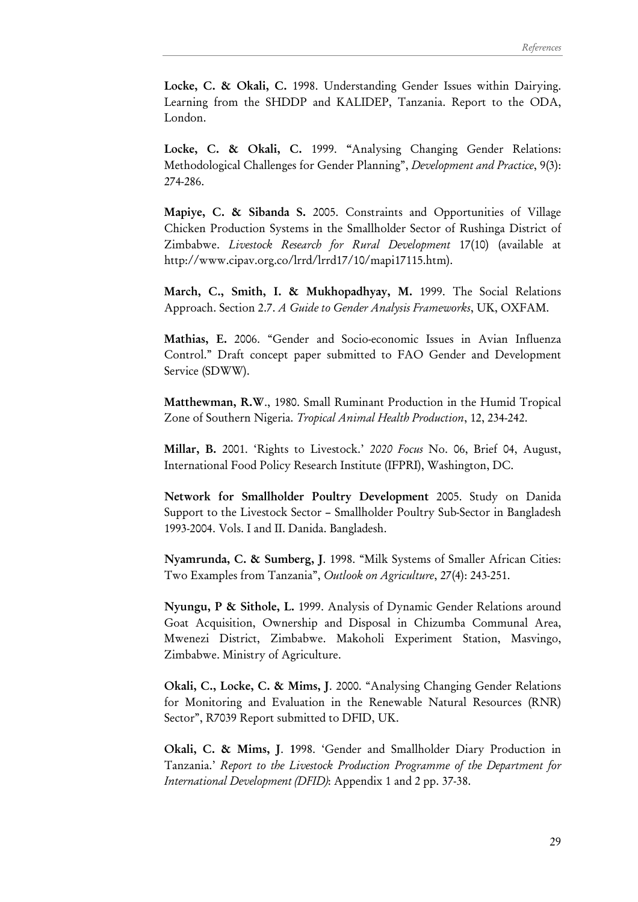**Locke, C. & Okali, C.** 1998. Understanding Gender Issues within Dairying. Learning from the SHDDP and KALIDEP, Tanzania. Report to the ODA, London.

**Locke, C. & Okali, C.** 1999. "Analysing Changing Gender Relations: Methodological Challenges for Gender Planning", *Development and Practice*, 9(3): 274-286.

**Mapiye, C. & Sibanda S.** 2005. Constraints and Opportunities of Village Chicken Production Systems in the Smallholder Sector of Rushinga District of Zimbabwe. *Livestock Research for Rural Development* 17(10) (available at http://www.cipav.org.co/lrrd/lrrd17/10/mapi17115.htm).

**March, C., Smith, I. & Mukhopadhyay, M.** 1999. The Social Relations Approach. Section 2.7. *A Guide to Gender Analysis Frameworks*, UK, OXFAM.

**Mathias, E.** 2006. "Gender and Socio-economic Issues in Avian Influenza Control." Draft concept paper submitted to FAO Gender and Development Service (SDWW).

**Matthewman, R.W.**, 1980. Small Ruminant Production in the Humid Tropical Zone of Southern Nigeria. *Tropical Animal Health Production*, 12, 234-242.

**Millar, B.** 2001. 'Rights to Livestock.' *2020 Focus* No. 06, Brief 04, August, International Food Policy Research Institute (IFPRI), Washington, DC.

**Network for Smallholder Poultry Development** 2005. Study on Danida Support to the Livestock Sector – Smallholder Poultry Sub-Sector in Bangladesh 1993-2004. Vols. I and II. Danida. Bangladesh.

**Nyamrunda, C. & Sumberg, J**. 1998. "Milk Systems of Smaller African Cities: Two Examples from Tanzania", *Outlook on Agriculture*, 27(4): 243-251.

**Nyungu, P & Sithole, L.** 1999. Analysis of Dynamic Gender Relations around Goat Acquisition, Ownership and Disposal in Chizumba Communal Area, Mwenezi District, Zimbabwe. Makoholi Experiment Station, Masvingo, Zimbabwe. Ministry of Agriculture.

**Okali, C., Locke, C. & Mims, J**. 2000. "Analysing Changing Gender Relations for Monitoring and Evaluation in the Renewable Natural Resources (RNR) Sector", R7039 Report submitted to DFID, UK.

**Okali, C. & Mims, J**. 1998. 'Gender and Smallholder Diary Production in Tanzania.' *Report to the Livestock Production Programme of the Department for International Development (DFID)*: Appendix 1 and 2 pp. 37-38.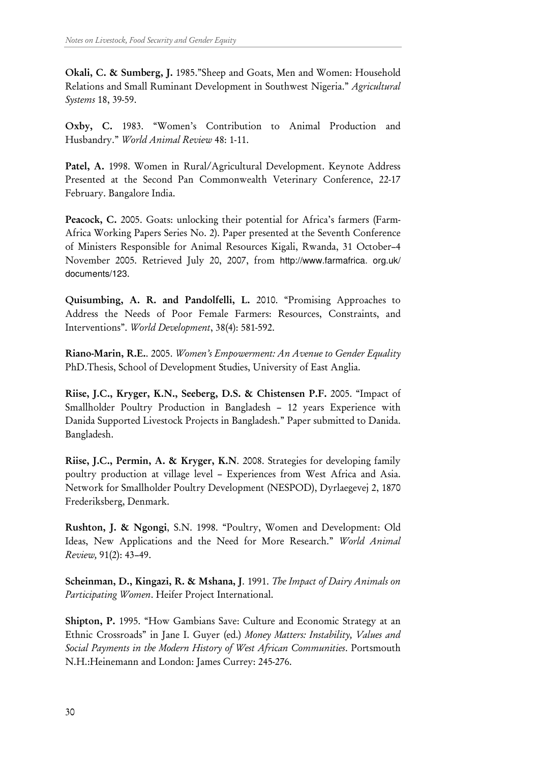**Okali, C. & Sumberg, J.** 1985."Sheep and Goats, Men and Women: Household Relations and Small Ruminant Development in Southwest Nigeria." *Agricultural Systems* 18, 39-59.

**Oxby, C.** 1983. "Women's Contribution to Animal Production and Husbandry." *World Animal Review* 48: 1-11.

**Patel, A.** 1998. Women in Rural/Agricultural Development. Keynote Address Presented at the Second Pan Commonwealth Veterinary Conference, 22-17 February. Bangalore India.

**Peacock, C.** 2005. Goats: unlocking their potential for Africa's farmers (Farm-Africa Working Papers Series No. 2). Paper presented at the Seventh Conference of Ministers Responsible for Animal Resources Kigali, Rwanda, 31 October–4 November 2005. Retrieved July 20, 2007, from http://www.farmafrica. org.uk/ documents/123.

**Quisumbing, A. R. and Pandolfelli, L.** 2010. "Promising Approaches to Address the Needs of Poor Female Farmers: Resources, Constraints, and Interventions". *World Development*, 38(4): 581-592.

**Riano-Marin, R.E.**. 2005. *Women's Empowerment: An Avenue to Gender Equality* PhD.Thesis, School of Development Studies, University of East Anglia.

**Riise, J.C., Kryger, K.N., Seeberg, D.S. & Chistensen P.F.** 2005. "Impact of Smallholder Poultry Production in Bangladesh – 12 years Experience with Danida Supported Livestock Projects in Bangladesh." Paper submitted to Danida. Bangladesh.

**Riise, J.C., Permin, A. & Kryger, K.N**. 2008. Strategies for developing family poultry production at village level – Experiences from West Africa and Asia. Network for Smallholder Poultry Development (NESPOD), Dyrlaegevej 2, 1870 Frederiksberg, Denmark.

**Rushton, J. & Ngongi**, S.N. 1998. "Poultry, Women and Development: Old Ideas, New Applications and the Need for More Research." *World Animal Review,* 91(2): 43–49.

**Scheinman, D., Kingazi, R. & Mshana, J**. 1991. *The Impact of Dairy Animals on Participating Women*. Heifer Project International.

**Shipton, P.** 1995. "How Gambians Save: Culture and Economic Strategy at an Ethnic Crossroads" in Jane I. Guyer (ed.) *Money Matters: Instability, Values and Social Payments in the Modern History of West African Communities*. Portsmouth N.H.:Heinemann and London: James Currey: 245-276.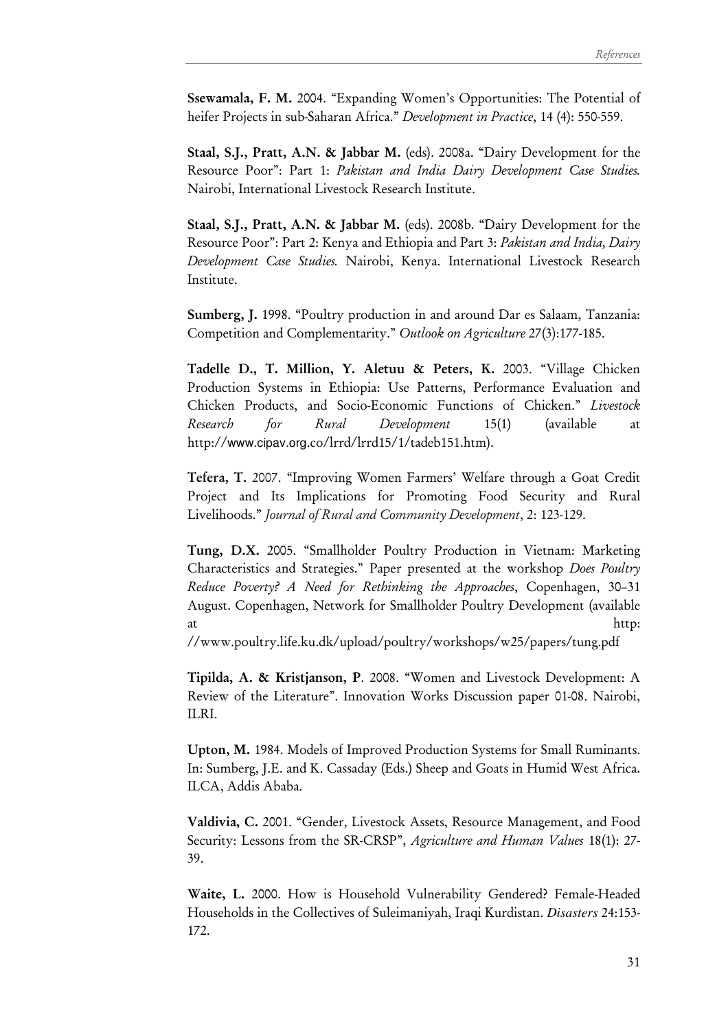**Ssewamala, F. M.** 2004. "Expanding Women's Opportunities: The Potential of heifer Projects in sub-Saharan Africa." *Development in Practice*, 14 (4): 550-559.

**Staal, S.J., Pratt, A.N. & Jabbar M.** (eds). 2008a. "Dairy Development for the Resource Poor": Part 1: *Pakistan and India Dairy Development Case Studies.* Nairobi, International Livestock Research Institute.

**Staal, S.J., Pratt, A.N. & Jabbar M.** (eds). 2008b. "Dairy Development for the Resource Poor": Part 2: Kenya and Ethiopia and Part 3: *Pakistan and India, Dairy Development Case Studies.* Nairobi, Kenya. International Livestock Research Institute.

**Sumberg, J.** 1998. "Poultry production in and around Dar es Salaam, Tanzania: Competition and Complementarity." *Outlook on Agriculture* 27(3):177-185.

**Tadelle D., T. Million, Y. Aletuu & Peters, K.** 2003. "Village Chicken Production Systems in Ethiopia: Use Patterns, Performance Evaluation and Chicken Products, and Socio-Economic Functions of Chicken." *Livestock Research for Rural Development* 15(1) (available at http://www.cipav.org.co/lrrd/lrrd15/1/tadeb151.htm).

**Tefera, T.** 2007. "Improving Women Farmers' Welfare through a Goat Credit Project and Its Implications for Promoting Food Security and Rural Livelihoods." *Journal of Rural and Community Development*, 2: 123-129.

**Tung, D.X.** 2005. "Smallholder Poultry Production in Vietnam: Marketing Characteristics and Strategies." Paper presented at the workshop *Does Poultry Reduce Poverty? A Need for Rethinking the Approaches*, Copenhagen, 30–31 August. Copenhagen, Network for Smallholder Poultry Development (available at http://www.poultry.life.ku.dk/upload/poultry/workshops/w25/papers/tung.pdf

**Tipilda, A. & Kristjanson, P**. 2008. "Women and Livestock Development: A Review of the Literature". Innovation Works Discussion paper 01-08. Nairobi, ILRI.

**Upton, M.** 1984. Models of Improved Production Systems for Small Ruminants. In: Sumberg, J.E. and K. Cassaday (Eds.) Sheep and Goats in Humid West Africa. ILCA, Addis Ababa.

**Valdivia, C.** 2001. "Gender, Livestock Assets, Resource Management, and Food Security: Lessons from the SR-CRSP", *Agriculture and Human Values* 18(1): 27-39.

**Waite, L.** 2000. How is Household Vulnerability Gendered? Female-Headed Households in the Collectives of Suleimaniyah, Iraqi Kurdistan. *Disasters* 24:153-172.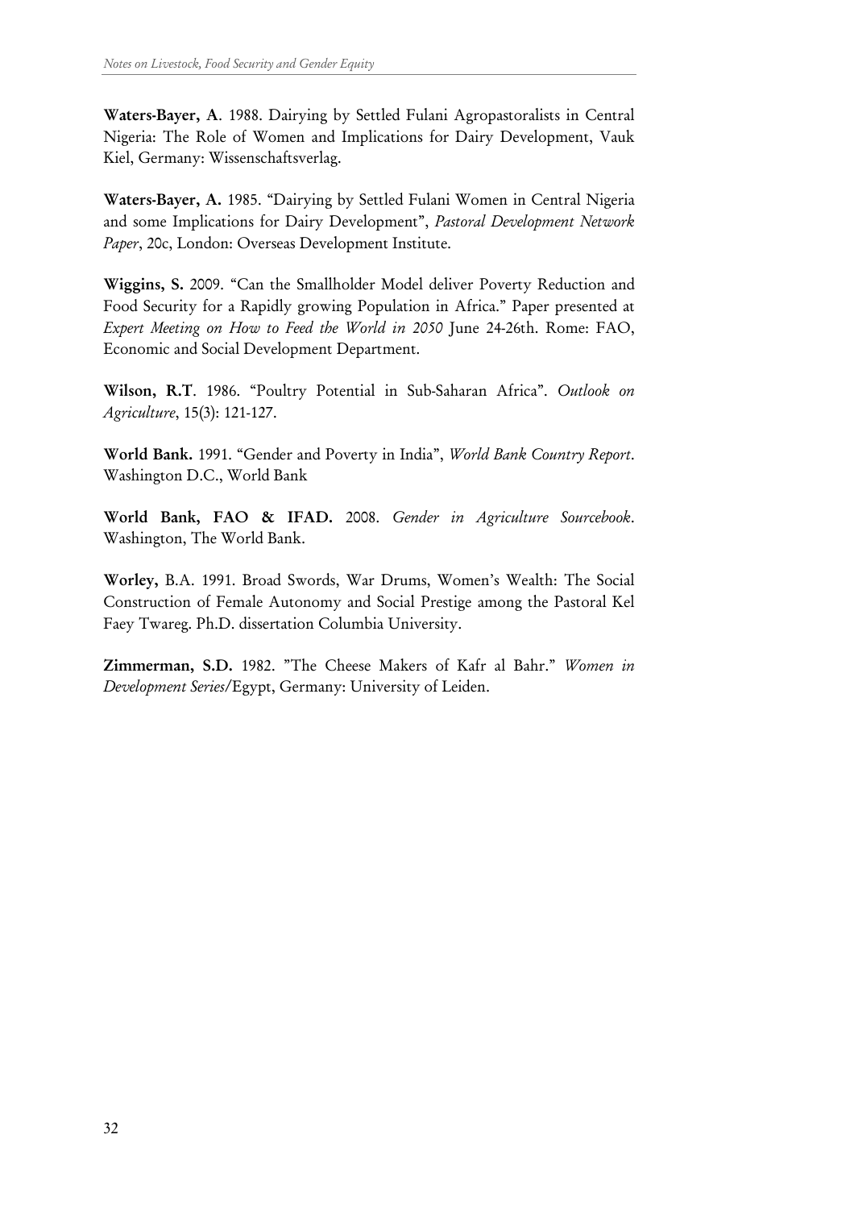**Waters-Bayer, A**. 1988. Dairying by Settled Fulani Agropastoralists in Central Nigeria: The Role of Women and Implications for Dairy Development, Vauk Kiel, Germany: Wissenschaftsverlag.

**Waters-Bayer, A.** 1985. "Dairying by Settled Fulani Women in Central Nigeria and some Implications for Dairy Development", *Pastoral Development Network Paper*, 20c, London: Overseas Development Institute.

**Wiggins, S.** 2009. "Can the Smallholder Model deliver Poverty Reduction and Food Security for a Rapidly growing Population in Africa." Paper presented at *Expert Meeting on How to Feed the World in 2050* June 24-26th. Rome: FAO, Economic and Social Development Department.

**Wilson, R.T**. 1986. "Poultry Potential in Sub-Saharan Africa". *Outlook on Agriculture*, 15(3): 121-127.

**World Bank.** 1991. "Gender and Poverty in India", *World Bank Country Report*. Washington D.C., World Bank

**World Bank, FAO & IFAD.** 2008. *Gender in Agriculture Sourcebook*. Washington, The World Bank.

**Worley,** B.A. 1991. Broad Swords, War Drums, Women's Wealth: The Social Construction of Female Autonomy and Social Prestige among the Pastoral Kel Faey Twareg. Ph.D. dissertation Columbia University.

**Zimmerman, S.D.** 1982. "The Cheese Makers of Kafr al Bahr." *Women in Development Series*/Egypt, Germany: University of Leiden.